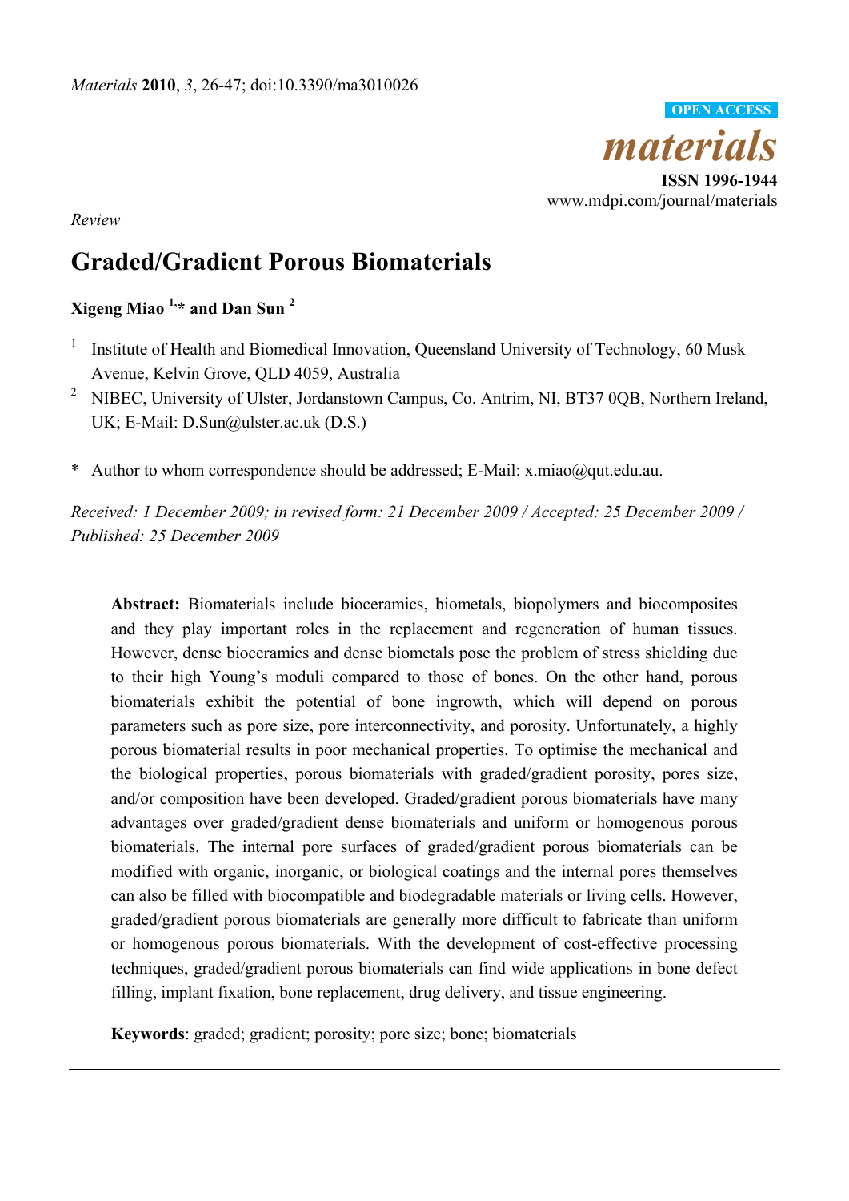*Materials* **2010**, *3*, 26-47; doi:10.3390/ma3010026

**OPEN ACCESS**

***materials***

**ISSN 1996-1944**

www.mdpi.com/journal/materials

*Review*

# Graded/Gradient Porous Biomaterials

**Xigeng Miao [1,*] and Dan Sun [2]**

[1] Institute of Health and Biomedical Innovation, Queensland University of Technology, 60 Musk Avenue, Kelvin Grove, QLD 4059, Australia

[2] NIBEC, University of Ulster, Jordanstown Campus, Co. Antrim, NI, BT37 0QB, Northern Ireland, UK; E-Mail: D.Sun@ulster.ac.uk (D.S.)

\* Author to whom correspondence should be addressed; E-Mail: x.miao@qut.edu.au.

*Received: 1 December 2009; in revised form: 21 December 2009 / Accepted: 25 December 2009 / Published: 25 December 2009*

---

**Abstract:** Biomaterials include bioceramics, biometals, biopolymers and biocomposites and they play important roles in the replacement and regeneration of human tissues. However, dense bioceramics and dense biometals pose the problem of stress shielding due to their high Young's moduli compared to those of bones. On the other hand, porous biomaterials exhibit the potential of bone ingrowth, which will depend on porous parameters such as pore size, pore interconnectivity, and porosity. Unfortunately, a highly porous biomaterial results in poor mechanical properties. To optimise the mechanical and the biological properties, porous biomaterials with graded/gradient porosity, pores size, and/or composition have been developed. Graded/gradient porous biomaterials have many advantages over graded/gradient dense biomaterials and uniform or homogenous porous biomaterials. The internal pore surfaces of graded/gradient porous biomaterials can be modified with organic, inorganic, or biological coatings and the internal pores themselves can also be filled with biocompatible and biodegradable materials or living cells. However, graded/gradient porous biomaterials are generally more difficult to fabricate than uniform or homogenous porous biomaterials. With the development of cost-effective processing techniques, graded/gradient porous biomaterials can find wide applications in bone defect filling, implant fixation, bone replacement, drug delivery, and tissue engineering.

**Keywords**: graded; gradient; porosity; pore size; bone; biomaterials

---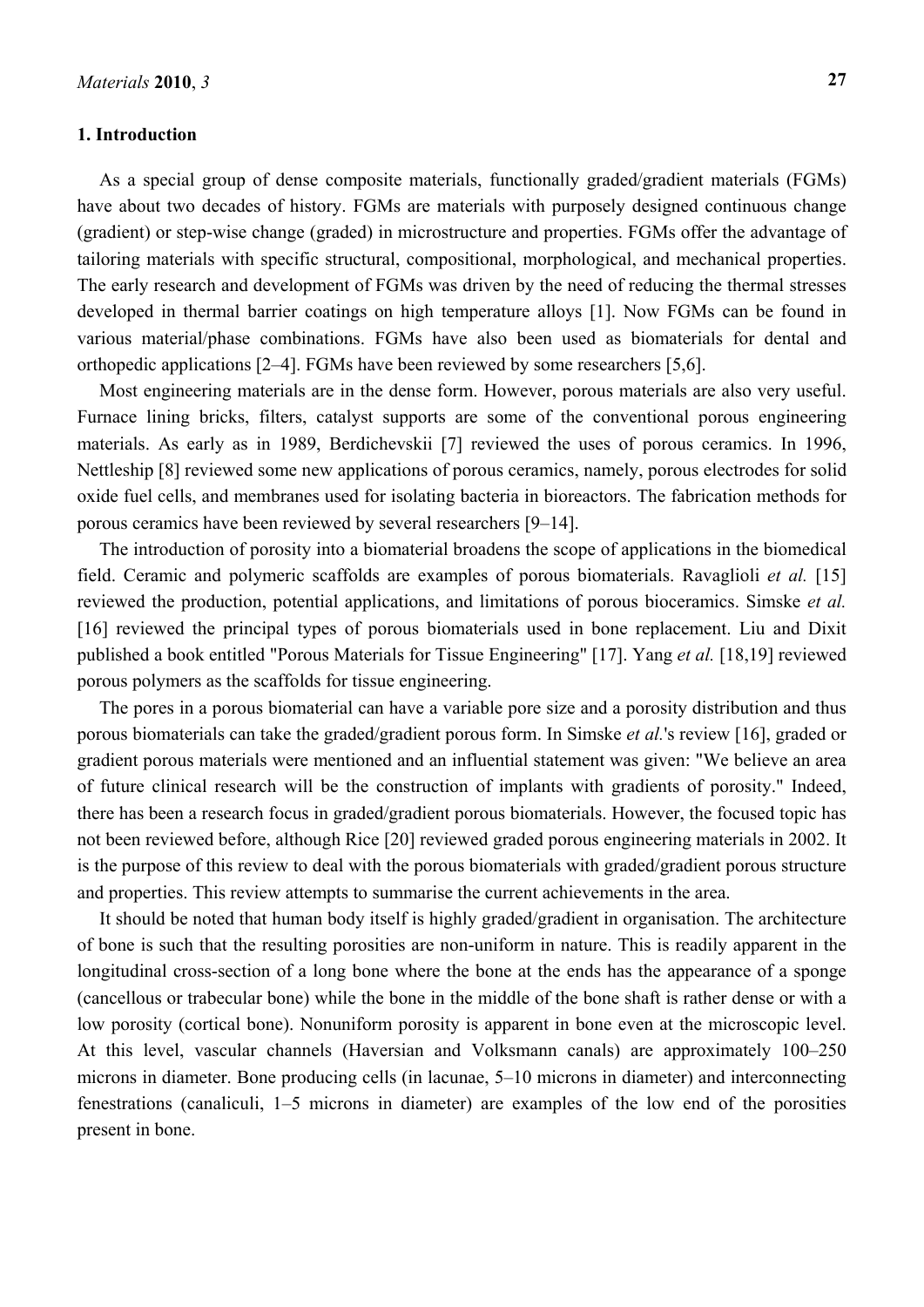## 1. Introduction

As a special group of dense composite materials, functionally graded/gradient materials (FGMs) have about two decades of history. FGMs are materials with purposely designed continuous change (gradient) or step-wise change (graded) in microstructure and properties. FGMs offer the advantage of tailoring materials with specific structural, compositional, morphological, and mechanical properties. The early research and development of FGMs was driven by the need of reducing the thermal stresses developed in thermal barrier coatings on high temperature alloys [1]. Now FGMs can be found in various material/phase combinations. FGMs have also been used as biomaterials for dental and orthopedic applications [2–4]. FGMs have been reviewed by some researchers [5,6].

Most engineering materials are in the dense form. However, porous materials are also very useful. Furnace lining bricks, filters, catalyst supports are some of the conventional porous engineering materials. As early as in 1989, Berdichevskii [7] reviewed the uses of porous ceramics. In 1996, Nettleship [8] reviewed some new applications of porous ceramics, namely, porous electrodes for solid oxide fuel cells, and membranes used for isolating bacteria in bioreactors. The fabrication methods for porous ceramics have been reviewed by several researchers [9–14].

The introduction of porosity into a biomaterial broadens the scope of applications in the biomedical field. Ceramic and polymeric scaffolds are examples of porous biomaterials. Ravaglioli *et al.* [15] reviewed the production, potential applications, and limitations of porous bioceramics. Simske *et al.* [16] reviewed the principal types of porous biomaterials used in bone replacement. Liu and Dixit published a book entitled "Porous Materials for Tissue Engineering" [17]. Yang *et al.* [18,19] reviewed porous polymers as the scaffolds for tissue engineering.

The pores in a porous biomaterial can have a variable pore size and a porosity distribution and thus porous biomaterials can take the graded/gradient porous form. In Simske *et al.*'s review [16], graded or gradient porous materials were mentioned and an influential statement was given: "We believe an area of future clinical research will be the construction of implants with gradients of porosity." Indeed, there has been a research focus in graded/gradient porous biomaterials. However, the focused topic has not been reviewed before, although Rice [20] reviewed graded porous engineering materials in 2002. It is the purpose of this review to deal with the porous biomaterials with graded/gradient porous structure and properties. This review attempts to summarise the current achievements in the area.

It should be noted that human body itself is highly graded/gradient in organisation. The architecture of bone is such that the resulting porosities are non-uniform in nature. This is readily apparent in the longitudinal cross-section of a long bone where the bone at the ends has the appearance of a sponge (cancellous or trabecular bone) while the bone in the middle of the bone shaft is rather dense or with a low porosity (cortical bone). Nonuniform porosity is apparent in bone even at the microscopic level. At this level, vascular channels (Haversian and Volksmann canals) are approximately 100–250 microns in diameter. Bone producing cells (in lacunae, 5–10 microns in diameter) and interconnecting fenestrations (canaliculi, 1–5 microns in diameter) are examples of the low end of the porosities present in bone.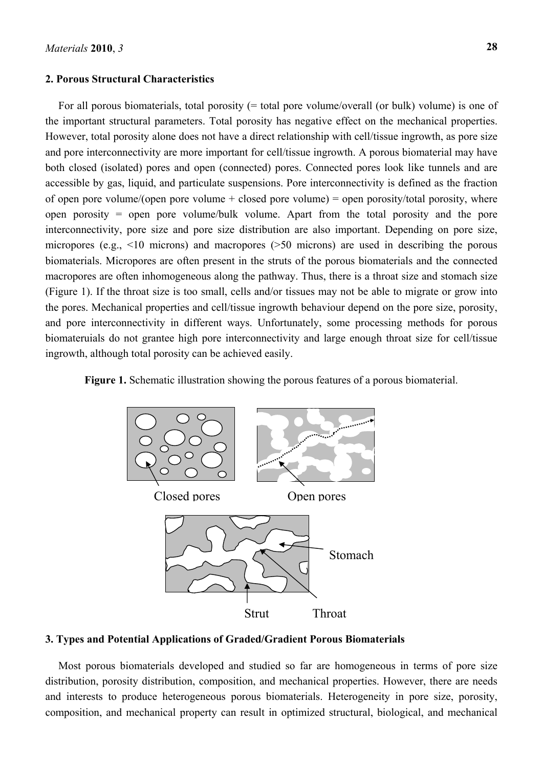## 2. Porous Structural Characteristics

For all porous biomaterials, total porosity (= total pore volume/overall (or bulk) volume) is one of the important structural parameters. Total porosity has negative effect on the mechanical properties. However, total porosity alone does not have a direct relationship with cell/tissue ingrowth, as pore size and pore interconnectivity are more important for cell/tissue ingrowth. A porous biomaterial may have both closed (isolated) pores and open (connected) pores. Connected pores look like tunnels and are accessible by gas, liquid, and particulate suspensions. Pore interconnectivity is defined as the fraction of open pore volume/(open pore volume + closed pore volume) = open porosity/total porosity, where open porosity = open pore volume/bulk volume. Apart from the total porosity and the pore interconnectivity, pore size and pore size distribution are also important. Depending on pore size, micropores (e.g., <10 microns) and macropores (>50 microns) are used in describing the porous biomaterials. Micropores are often present in the struts of the porous biomaterials and the connected macropores are often inhomogeneous along the pathway. Thus, there is a throat size and stomach size (Figure 1). If the throat size is too small, cells and/or tissues may not be able to migrate or grow into the pores. Mechanical properties and cell/tissue ingrowth behaviour depend on the pore size, porosity, and pore interconnectivity in different ways. Unfortunately, some processing methods for porous biomateruials do not grantee high pore interconnectivity and large enough throat size for cell/tissue ingrowth, although total porosity can be achieved easily.

**Figure 1.** Schematic illustration showing the porous features of a porous biomaterial.

Closed pores　Open pores

Stomach

Strut　Throat

## 3. Types and Potential Applications of Graded/Gradient Porous Biomaterials

Most porous biomaterials developed and studied so far are homogeneous in terms of pore size distribution, porosity distribution, composition, and mechanical properties. However, there are needs and interests to produce heterogeneous porous biomaterials. Heterogeneity in pore size, porosity, composition, and mechanical property can result in optimized structural, biological, and mechanical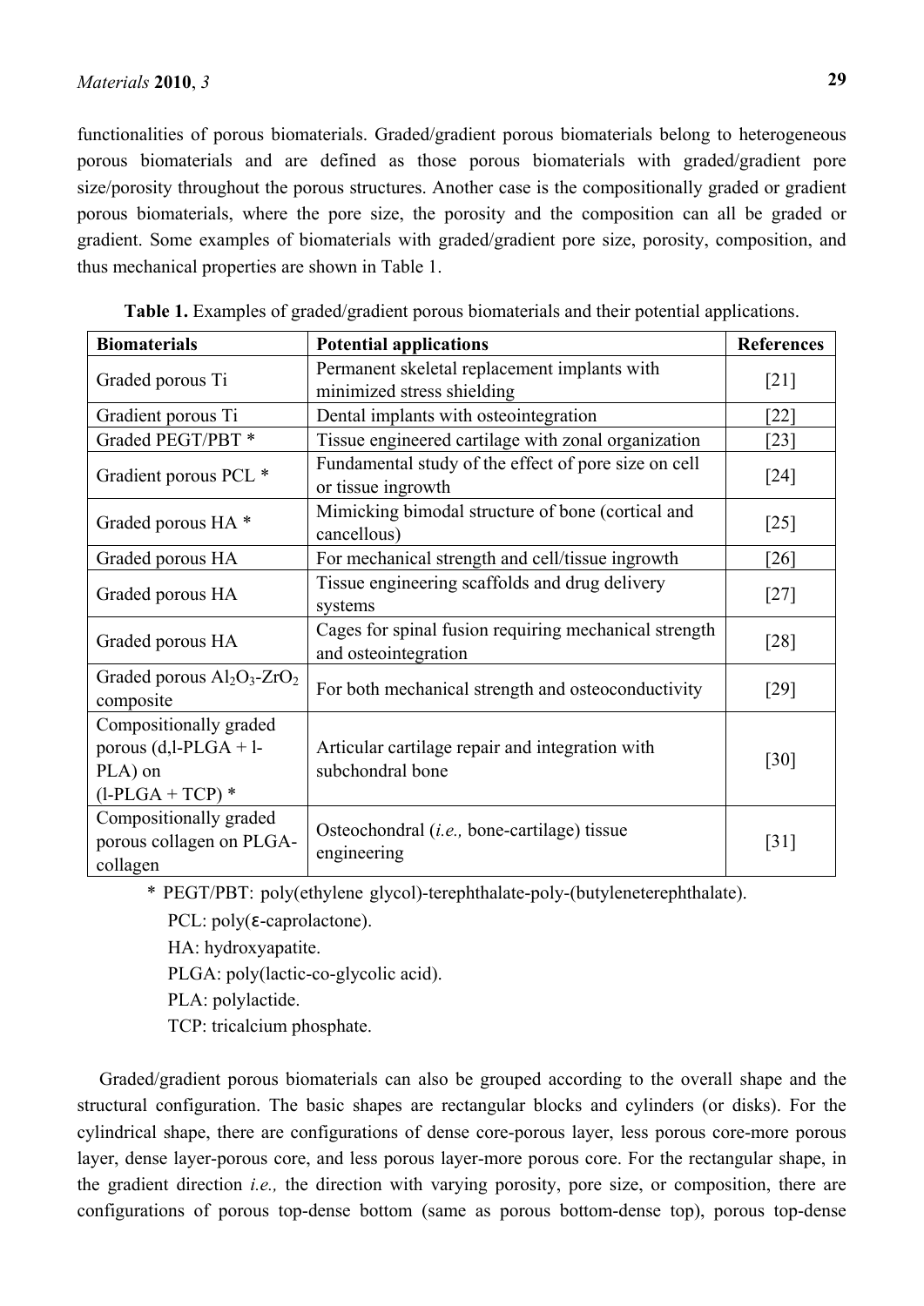functionalities of porous biomaterials. Graded/gradient porous biomaterials belong to heterogeneous porous biomaterials and are defined as those porous biomaterials with graded/gradient pore size/porosity throughout the porous structures. Another case is the compositionally graded or gradient porous biomaterials, where the pore size, the porosity and the composition can all be graded or gradient. Some examples of biomaterials with graded/gradient pore size, porosity, composition, and thus mechanical properties are shown in Table 1.

**Table 1.** Examples of graded/gradient porous biomaterials and their potential applications.

| Biomaterials | Potential applications | References |
|---|---|---|
| Graded porous Ti | Permanent skeletal replacement implants with minimized stress shielding | [21] |
| Gradient porous Ti | Dental implants with osteointegration | [22] |
| Graded PEGT/PBT * | Tissue engineered cartilage with zonal organization | [23] |
| Gradient porous PCL * | Fundamental study of the effect of pore size on cell or tissue ingrowth | [24] |
| Graded porous HA * | Mimicking bimodal structure of bone (cortical and cancellous) | [25] |
| Graded porous HA | For mechanical strength and cell/tissue ingrowth | [26] |
| Graded porous HA | Tissue engineering scaffolds and drug delivery systems | [27] |
| Graded porous HA | Cages for spinal fusion requiring mechanical strength and osteointegration | [28] |
| Graded porous $Al_2O_3$-$ZrO_2$ composite | For both mechanical strength and osteoconductivity | [29] |
| Compositionally graded porous (d,l-PLGA + l-PLA) on (l-PLGA + TCP) * | Articular cartilage repair and integration with subchondral bone | [30] |
| Compositionally graded porous collagen on PLGA-collagen | Osteochondral (*i.e.,* bone-cartilage) tissue engineering | [31] |

\* PEGT/PBT: poly(ethylene glycol)-terephthalate-poly-(butyleneterephthalate).
PCL: poly(ε-caprolactone).
HA: hydroxyapatite.
PLGA: poly(lactic-co-glycolic acid).
PLA: polylactide.
TCP: tricalcium phosphate.

Graded/gradient porous biomaterials can also be grouped according to the overall shape and the structural configuration. The basic shapes are rectangular blocks and cylinders (or disks). For the cylindrical shape, there are configurations of dense core-porous layer, less porous core-more porous layer, dense layer-porous core, and less porous layer-more porous core. For the rectangular shape, in the gradient direction *i.e.,* the direction with varying porosity, pore size, or composition, there are configurations of porous top-dense bottom (same as porous bottom-dense top), porous top-dense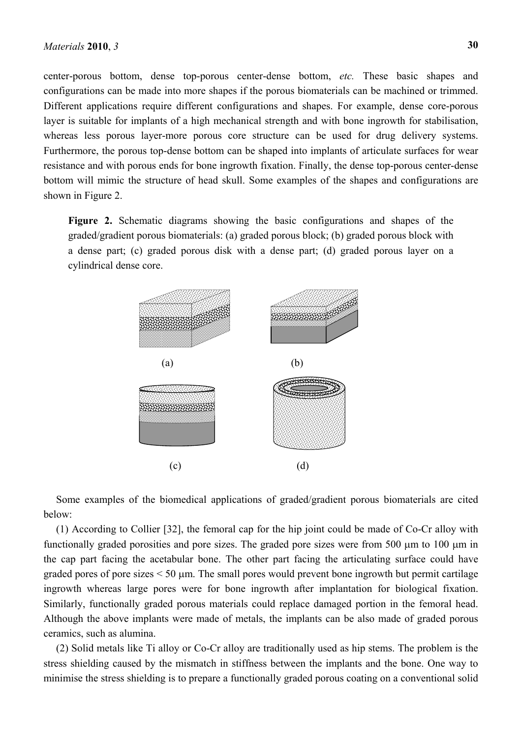center-porous bottom, dense top-porous center-dense bottom, *etc.* These basic shapes and configurations can be made into more shapes if the porous biomaterials can be machined or trimmed. Different applications require different configurations and shapes. For example, dense core-porous layer is suitable for implants of a high mechanical strength and with bone ingrowth for stabilisation, whereas less porous layer-more porous core structure can be used for drug delivery systems. Furthermore, the porous top-dense bottom can be shaped into implants of articulate surfaces for wear resistance and with porous ends for bone ingrowth fixation. Finally, the dense top-porous center-dense bottom will mimic the structure of head skull. Some examples of the shapes and configurations are shown in Figure 2.

**Figure 2.** Schematic diagrams showing the basic configurations and shapes of the graded/gradient porous biomaterials: (a) graded porous block; (b) graded porous block with a dense part; (c) graded porous disk with a dense part; (d) graded porous layer on a cylindrical dense core.

Some examples of the biomedical applications of graded/gradient porous biomaterials are cited below:

(1) According to Collier [32], the femoral cap for the hip joint could be made of Co-Cr alloy with functionally graded porosities and pore sizes. The graded pore sizes were from 500 μm to 100 μm in the cap part facing the acetabular bone. The other part facing the articulating surface could have graded pores of pore sizes < 50 μm. The small pores would prevent bone ingrowth but permit cartilage ingrowth whereas large pores were for bone ingrowth after implantation for biological fixation. Similarly, functionally graded porous materials could replace damaged portion in the femoral head. Although the above implants were made of metals, the implants can be also made of graded porous ceramics, such as alumina.

(2) Solid metals like Ti alloy or Co-Cr alloy are traditionally used as hip stems. The problem is the stress shielding caused by the mismatch in stiffness between the implants and the bone. One way to minimise the stress shielding is to prepare a functionally graded porous coating on a conventional solid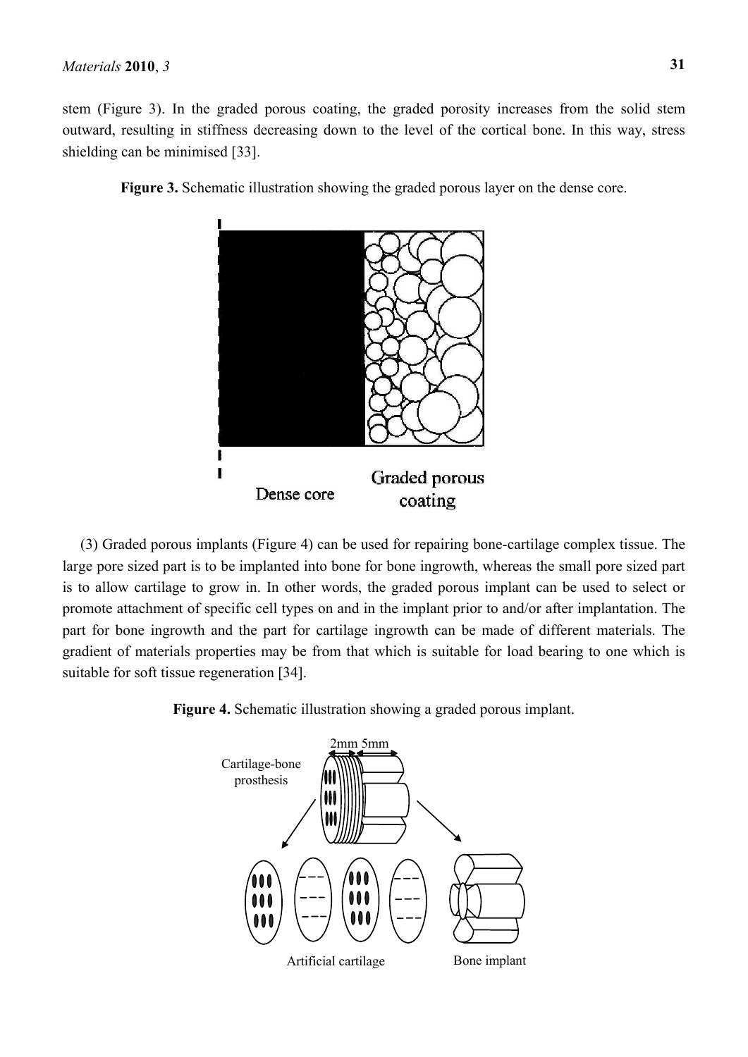stem (Figure 3). In the graded porous coating, the graded porosity increases from the solid stem outward, resulting in stiffness decreasing down to the level of the cortical bone. In this way, stress shielding can be minimised [33].

**Figure 3.** Schematic illustration showing the graded porous layer on the dense core.

(3) Graded porous implants (Figure 4) can be used for repairing bone-cartilage complex tissue. The large pore sized part is to be implanted into bone for bone ingrowth, whereas the small pore sized part is to allow cartilage to grow in. In other words, the graded porous implant can be used to select or promote attachment of specific cell types on and in the implant prior to and/or after implantation. The part for bone ingrowth and the part for cartilage ingrowth can be made of different materials. The gradient of materials properties may be from that which is suitable for load bearing to one which is suitable for soft tissue regeneration [34].

**Figure 4.** Schematic illustration showing a graded porous implant.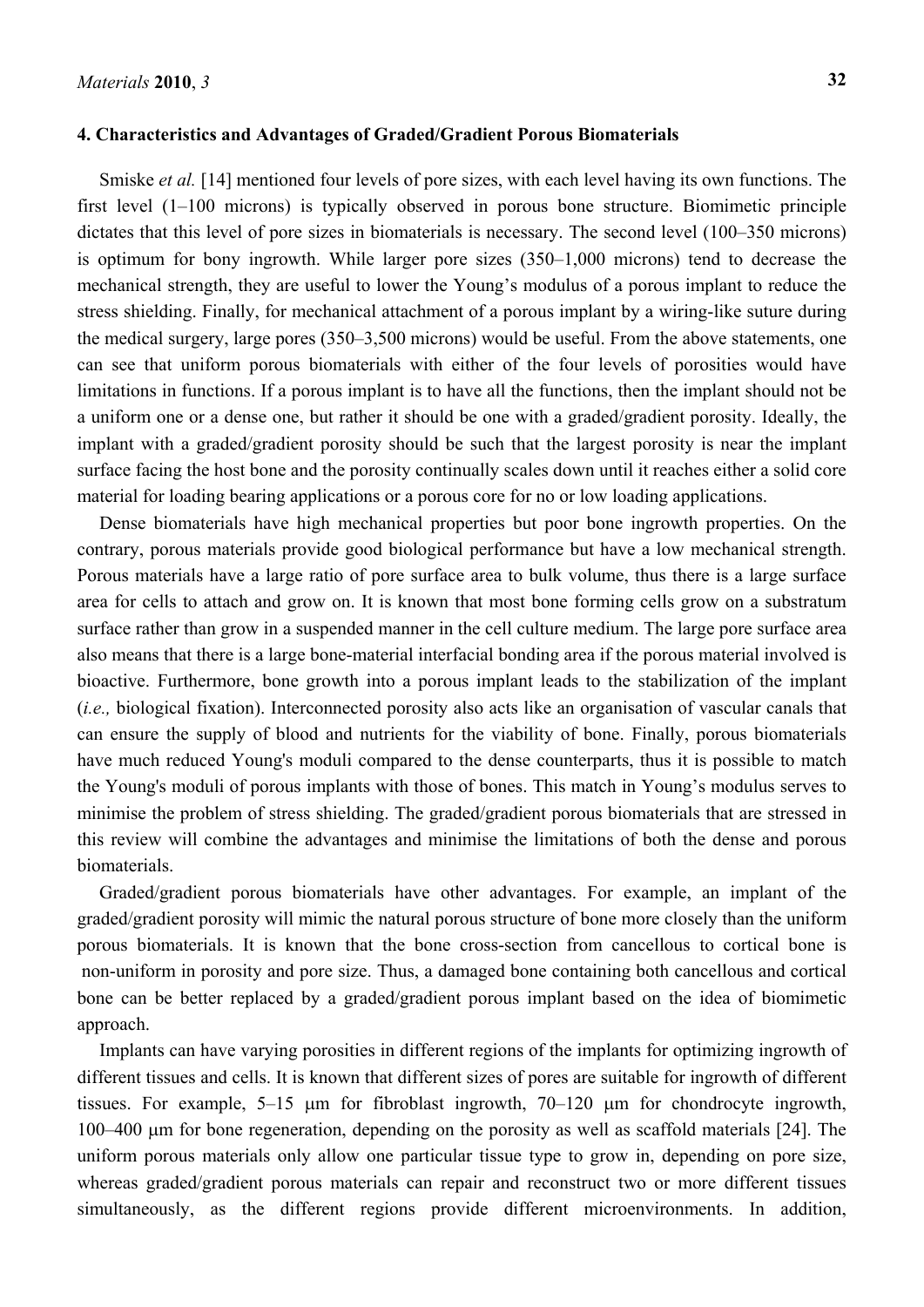## 4. Characteristics and Advantages of Graded/Gradient Porous Biomaterials

Smiske *et al.* [14] mentioned four levels of pore sizes, with each level having its own functions. The first level (1–100 microns) is typically observed in porous bone structure. Biomimetic principle dictates that this level of pore sizes in biomaterials is necessary. The second level (100–350 microns) is optimum for bony ingrowth. While larger pore sizes (350–1,000 microns) tend to decrease the mechanical strength, they are useful to lower the Young's modulus of a porous implant to reduce the stress shielding. Finally, for mechanical attachment of a porous implant by a wiring-like suture during the medical surgery, large pores (350–3,500 microns) would be useful. From the above statements, one can see that uniform porous biomaterials with either of the four levels of porosities would have limitations in functions. If a porous implant is to have all the functions, then the implant should not be a uniform one or a dense one, but rather it should be one with a graded/gradient porosity. Ideally, the implant with a graded/gradient porosity should be such that the largest porosity is near the implant surface facing the host bone and the porosity continually scales down until it reaches either a solid core material for loading bearing applications or a porous core for no or low loading applications.

Dense biomaterials have high mechanical properties but poor bone ingrowth properties. On the contrary, porous materials provide good biological performance but have a low mechanical strength. Porous materials have a large ratio of pore surface area to bulk volume, thus there is a large surface area for cells to attach and grow on. It is known that most bone forming cells grow on a substratum surface rather than grow in a suspended manner in the cell culture medium. The large pore surface area also means that there is a large bone-material interfacial bonding area if the porous material involved is bioactive. Furthermore, bone growth into a porous implant leads to the stabilization of the implant (*i.e.,* biological fixation). Interconnected porosity also acts like an organisation of vascular canals that can ensure the supply of blood and nutrients for the viability of bone. Finally, porous biomaterials have much reduced Young's moduli compared to the dense counterparts, thus it is possible to match the Young's moduli of porous implants with those of bones. This match in Young's modulus serves to minimise the problem of stress shielding. The graded/gradient porous biomaterials that are stressed in this review will combine the advantages and minimise the limitations of both the dense and porous biomaterials.

Graded/gradient porous biomaterials have other advantages. For example, an implant of the graded/gradient porosity will mimic the natural porous structure of bone more closely than the uniform porous biomaterials. It is known that the bone cross-section from cancellous to cortical bone is non-uniform in porosity and pore size. Thus, a damaged bone containing both cancellous and cortical bone can be better replaced by a graded/gradient porous implant based on the idea of biomimetic approach.

Implants can have varying porosities in different regions of the implants for optimizing ingrowth of different tissues and cells. It is known that different sizes of pores are suitable for ingrowth of different tissues. For example, 5–15 μm for fibroblast ingrowth, 70–120 μm for chondrocyte ingrowth, 100–400 μm for bone regeneration, depending on the porosity as well as scaffold materials [24]. The uniform porous materials only allow one particular tissue type to grow in, depending on pore size, whereas graded/gradient porous materials can repair and reconstruct two or more different tissues simultaneously, as the different regions provide different microenvironments. In addition,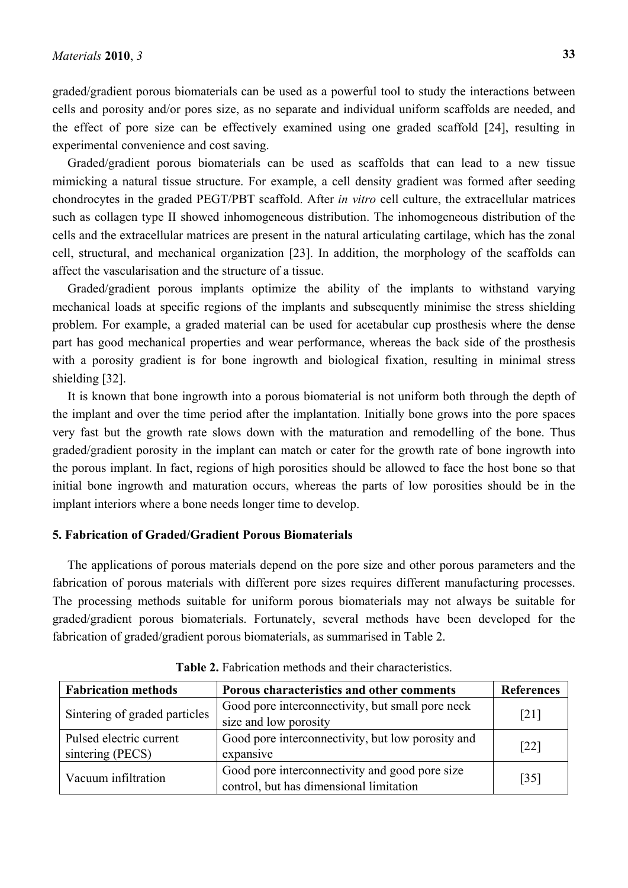graded/gradient porous biomaterials can be used as a powerful tool to study the interactions between cells and porosity and/or pores size, as no separate and individual uniform scaffolds are needed, and the effect of pore size can be effectively examined using one graded scaffold [24], resulting in experimental convenience and cost saving.

Graded/gradient porous biomaterials can be used as scaffolds that can lead to a new tissue mimicking a natural tissue structure. For example, a cell density gradient was formed after seeding chondrocytes in the graded PEGT/PBT scaffold. After *in vitro* cell culture, the extracellular matrices such as collagen type II showed inhomogeneous distribution. The inhomogeneous distribution of the cells and the extracellular matrices are present in the natural articulating cartilage, which has the zonal cell, structural, and mechanical organization [23]. In addition, the morphology of the scaffolds can affect the vascularisation and the structure of a tissue.

Graded/gradient porous implants optimize the ability of the implants to withstand varying mechanical loads at specific regions of the implants and subsequently minimise the stress shielding problem. For example, a graded material can be used for acetabular cup prosthesis where the dense part has good mechanical properties and wear performance, whereas the back side of the prosthesis with a porosity gradient is for bone ingrowth and biological fixation, resulting in minimal stress shielding [32].

It is known that bone ingrowth into a porous biomaterial is not uniform both through the depth of the implant and over the time period after the implantation. Initially bone grows into the pore spaces very fast but the growth rate slows down with the maturation and remodelling of the bone. Thus graded/gradient porosity in the implant can match or cater for the growth rate of bone ingrowth into the porous implant. In fact, regions of high porosities should be allowed to face the host bone so that initial bone ingrowth and maturation occurs, whereas the parts of low porosities should be in the implant interiors where a bone needs longer time to develop.

## 5. Fabrication of Graded/Gradient Porous Biomaterials

The applications of porous materials depend on the pore size and other porous parameters and the fabrication of porous materials with different pore sizes requires different manufacturing processes. The processing methods suitable for uniform porous biomaterials may not always be suitable for graded/gradient porous biomaterials. Fortunately, several methods have been developed for the fabrication of graded/gradient porous biomaterials, as summarised in Table 2.

**Table 2.** Fabrication methods and their characteristics.

| Fabrication methods | Porous characteristics and other comments | References |
|---|---|---|
| Sintering of graded particles | Good pore interconnectivity, but small pore neck size and low porosity | [21] |
| Pulsed electric current sintering (PECS) | Good pore interconnectivity, but low porosity and expansive | [22] |
| Vacuum infiltration | Good pore interconnectivity and good pore size control, but has dimensional limitation | [35] |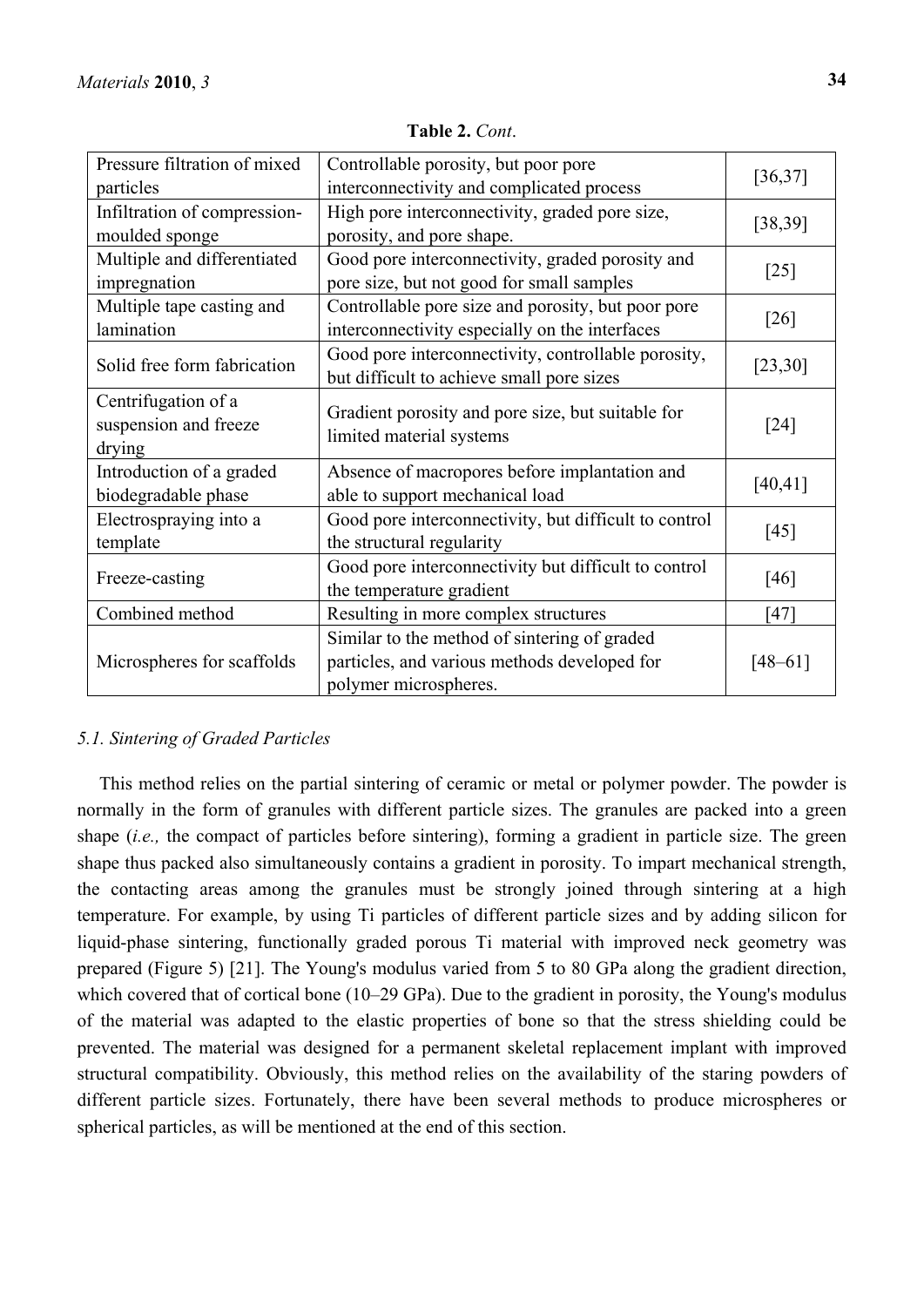**Table 2.** *Cont*.

| | | |
|---|---|---|
| Pressure filtration of mixed particles | Controllable porosity, but poor pore interconnectivity and complicated process | [36,37] |
| Infiltration of compression-moulded sponge | High pore interconnectivity, graded pore size, porosity, and pore shape. | [38,39] |
| Multiple and differentiated impregnation | Good pore interconnectivity, graded porosity and pore size, but not good for small samples | [25] |
| Multiple tape casting and lamination | Controllable pore size and porosity, but poor pore interconnectivity especially on the interfaces | [26] |
| Solid free form fabrication | Good pore interconnectivity, controllable porosity, but difficult to achieve small pore sizes | [23,30] |
| Centrifugation of a suspension and freeze drying | Gradient porosity and pore size, but suitable for limited material systems | [24] |
| Introduction of a graded biodegradable phase | Absence of macropores before implantation and able to support mechanical load | [40,41] |
| Electrospraying into a template | Good pore interconnectivity, but difficult to control the structural regularity | [45] |
| Freeze-casting | Good pore interconnectivity but difficult to control the temperature gradient | [46] |
| Combined method | Resulting in more complex structures | [47] |
| Microspheres for scaffolds | Similar to the method of sintering of graded particles, and various methods developed for polymer microspheres. | [48–61] |

### *5.1. Sintering of Graded Particles*

This method relies on the partial sintering of ceramic or metal or polymer powder. The powder is normally in the form of granules with different particle sizes. The granules are packed into a green shape (*i.e.,* the compact of particles before sintering), forming a gradient in particle size. The green shape thus packed also simultaneously contains a gradient in porosity. To impart mechanical strength, the contacting areas among the granules must be strongly joined through sintering at a high temperature. For example, by using Ti particles of different particle sizes and by adding silicon for liquid-phase sintering, functionally graded porous Ti material with improved neck geometry was prepared (Figure 5) [21]. The Young's modulus varied from 5 to 80 GPa along the gradient direction, which covered that of cortical bone (10–29 GPa). Due to the gradient in porosity, the Young's modulus of the material was adapted to the elastic properties of bone so that the stress shielding could be prevented. The material was designed for a permanent skeletal replacement implant with improved structural compatibility. Obviously, this method relies on the availability of the staring powders of different particle sizes. Fortunately, there have been several methods to produce microspheres or spherical particles, as will be mentioned at the end of this section.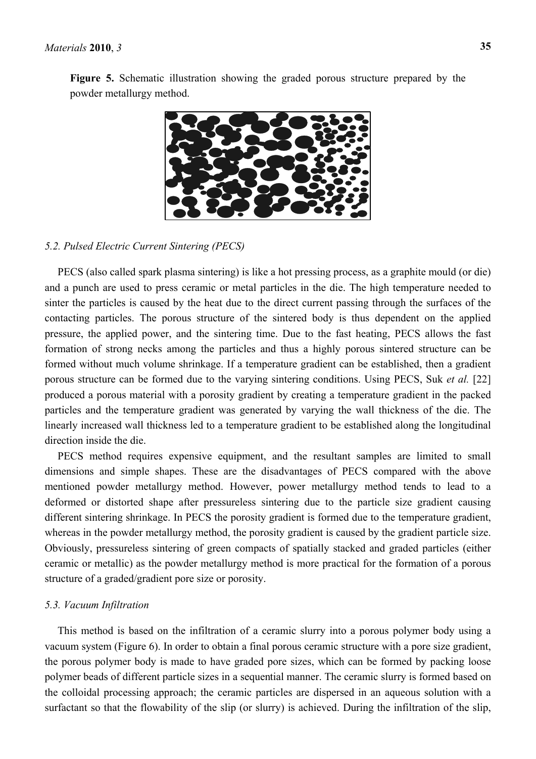**Figure 5.** Schematic illustration showing the graded porous structure prepared by the powder metallurgy method.

### *5.2. Pulsed Electric Current Sintering (PECS)*

PECS (also called spark plasma sintering) is like a hot pressing process, as a graphite mould (or die) and a punch are used to press ceramic or metal particles in the die. The high temperature needed to sinter the particles is caused by the heat due to the direct current passing through the surfaces of the contacting particles. The porous structure of the sintered body is thus dependent on the applied pressure, the applied power, and the sintering time. Due to the fast heating, PECS allows the fast formation of strong necks among the particles and thus a highly porous sintered structure can be formed without much volume shrinkage. If a temperature gradient can be established, then a gradient porous structure can be formed due to the varying sintering conditions. Using PECS, Suk *et al.* [22] produced a porous material with a porosity gradient by creating a temperature gradient in the packed particles and the temperature gradient was generated by varying the wall thickness of the die. The linearly increased wall thickness led to a temperature gradient to be established along the longitudinal direction inside the die.

PECS method requires expensive equipment, and the resultant samples are limited to small dimensions and simple shapes. These are the disadvantages of PECS compared with the above mentioned powder metallurgy method. However, power metallurgy method tends to lead to a deformed or distorted shape after pressureless sintering due to the particle size gradient causing different sintering shrinkage. In PECS the porosity gradient is formed due to the temperature gradient, whereas in the powder metallurgy method, the porosity gradient is caused by the gradient particle size. Obviously, pressureless sintering of green compacts of spatially stacked and graded particles (either ceramic or metallic) as the powder metallurgy method is more practical for the formation of a porous structure of a graded/gradient pore size or porosity.

### *5.3. Vacuum Infiltration*

This method is based on the infiltration of a ceramic slurry into a porous polymer body using a vacuum system (Figure 6). In order to obtain a final porous ceramic structure with a pore size gradient, the porous polymer body is made to have graded pore sizes, which can be formed by packing loose polymer beads of different particle sizes in a sequential manner. The ceramic slurry is formed based on the colloidal processing approach; the ceramic particles are dispersed in an aqueous solution with a surfactant so that the flowability of the slip (or slurry) is achieved. During the infiltration of the slip,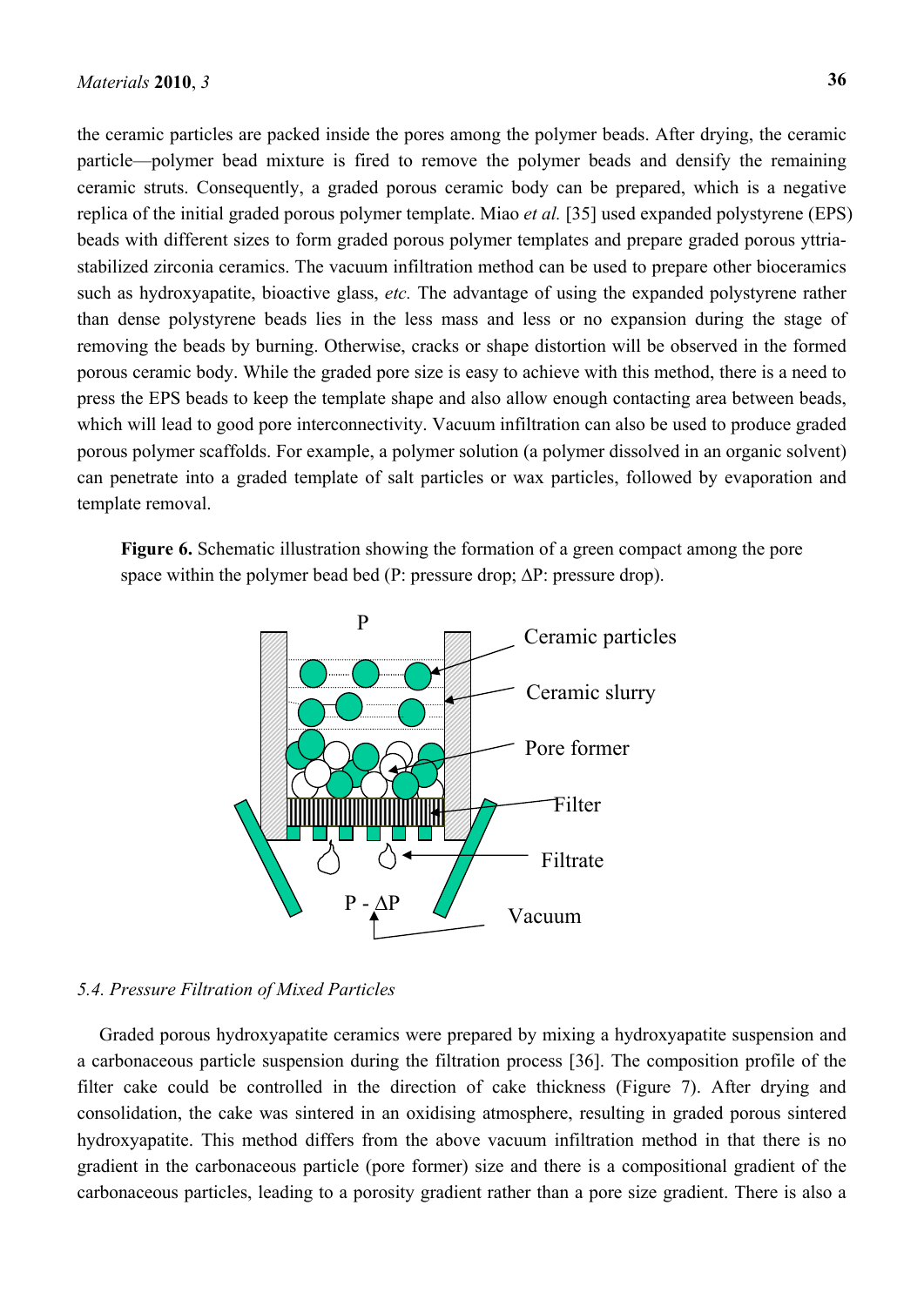the ceramic particles are packed inside the pores among the polymer beads. After drying, the ceramic particle—polymer bead mixture is fired to remove the polymer beads and densify the remaining ceramic struts. Consequently, a graded porous ceramic body can be prepared, which is a negative replica of the initial graded porous polymer template. Miao *et al.* [35] used expanded polystyrene (EPS) beads with different sizes to form graded porous polymer templates and prepare graded porous yttria-stabilized zirconia ceramics. The vacuum infiltration method can be used to prepare other bioceramics such as hydroxyapatite, bioactive glass, *etc.* The advantage of using the expanded polystyrene rather than dense polystyrene beads lies in the less mass and less or no expansion during the stage of removing the beads by burning. Otherwise, cracks or shape distortion will be observed in the formed porous ceramic body. While the graded pore size is easy to achieve with this method, there is a need to press the EPS beads to keep the template shape and also allow enough contacting area between beads, which will lead to good pore interconnectivity. Vacuum infiltration can also be used to produce graded porous polymer scaffolds. For example, a polymer solution (a polymer dissolved in an organic solvent) can penetrate into a graded template of salt particles or wax particles, followed by evaporation and template removal.

**Figure 6.** Schematic illustration showing the formation of a green compact among the pore space within the polymer bead bed (P: pressure drop; $\Delta$P: pressure drop).

P

Ceramic particles

Ceramic slurry

Pore former

Filter

Filtrate

P - $\Delta$P

Vacuum

*5.4. Pressure Filtration of Mixed Particles*

Graded porous hydroxyapatite ceramics were prepared by mixing a hydroxyapatite suspension and a carbonaceous particle suspension during the filtration process [36]. The composition profile of the filter cake could be controlled in the direction of cake thickness (Figure 7). After drying and consolidation, the cake was sintered in an oxidising atmosphere, resulting in graded porous sintered hydroxyapatite. This method differs from the above vacuum infiltration method in that there is no gradient in the carbonaceous particle (pore former) size and there is a compositional gradient of the carbonaceous particles, leading to a porosity gradient rather than a pore size gradient. There is also a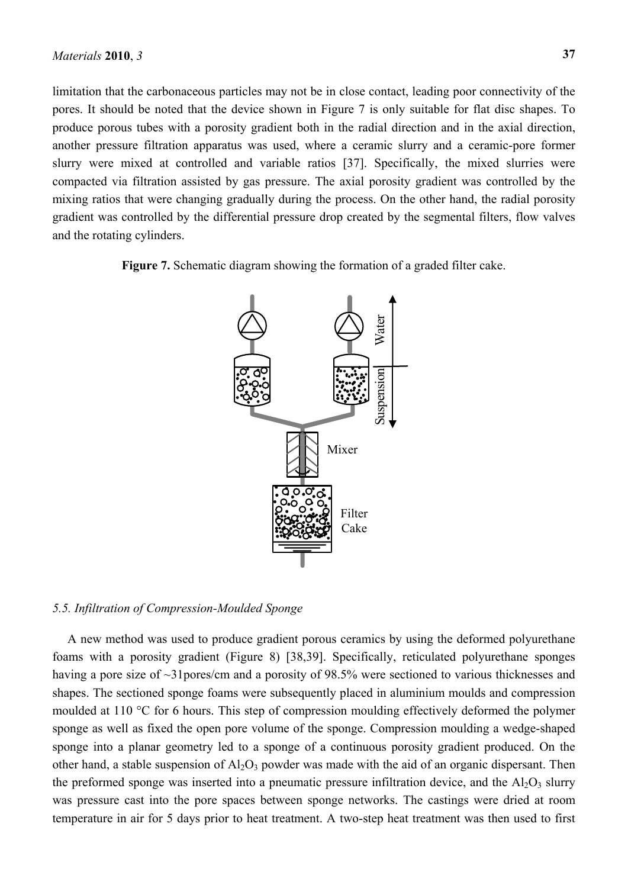limitation that the carbonaceous particles may not be in close contact, leading poor connectivity of the pores. It should be noted that the device shown in Figure 7 is only suitable for flat disc shapes. To produce porous tubes with a porosity gradient both in the radial direction and in the axial direction, another pressure filtration apparatus was used, where a ceramic slurry and a ceramic-pore former slurry were mixed at controlled and variable ratios [37]. Specifically, the mixed slurries were compacted via filtration assisted by gas pressure. The axial porosity gradient was controlled by the mixing ratios that were changing gradually during the process. On the other hand, the radial porosity gradient was controlled by the differential pressure drop created by the segmental filters, flow valves and the rotating cylinders.

**Figure 7.** Schematic diagram showing the formation of a graded filter cake.

### *5.5. Infiltration of Compression-Moulded Sponge*

A new method was used to produce gradient porous ceramics by using the deformed polyurethane foams with a porosity gradient (Figure 8) [38,39]. Specifically, reticulated polyurethane sponges having a pore size of ~31pores/cm and a porosity of 98.5% were sectioned to various thicknesses and shapes. The sectioned sponge foams were subsequently placed in aluminium moulds and compression moulded at 110 °C for 6 hours. This step of compression moulding effectively deformed the polymer sponge as well as fixed the open pore volume of the sponge. Compression moulding a wedge-shaped sponge into a planar geometry led to a sponge of a continuous porosity gradient produced. On the other hand, a stable suspension of $Al_2O_3$ powder was made with the aid of an organic dispersant. Then the preformed sponge was inserted into a pneumatic pressure infiltration device, and the $Al_2O_3$ slurry was pressure cast into the pore spaces between sponge networks. The castings were dried at room temperature in air for 5 days prior to heat treatment. A two-step heat treatment was then used to first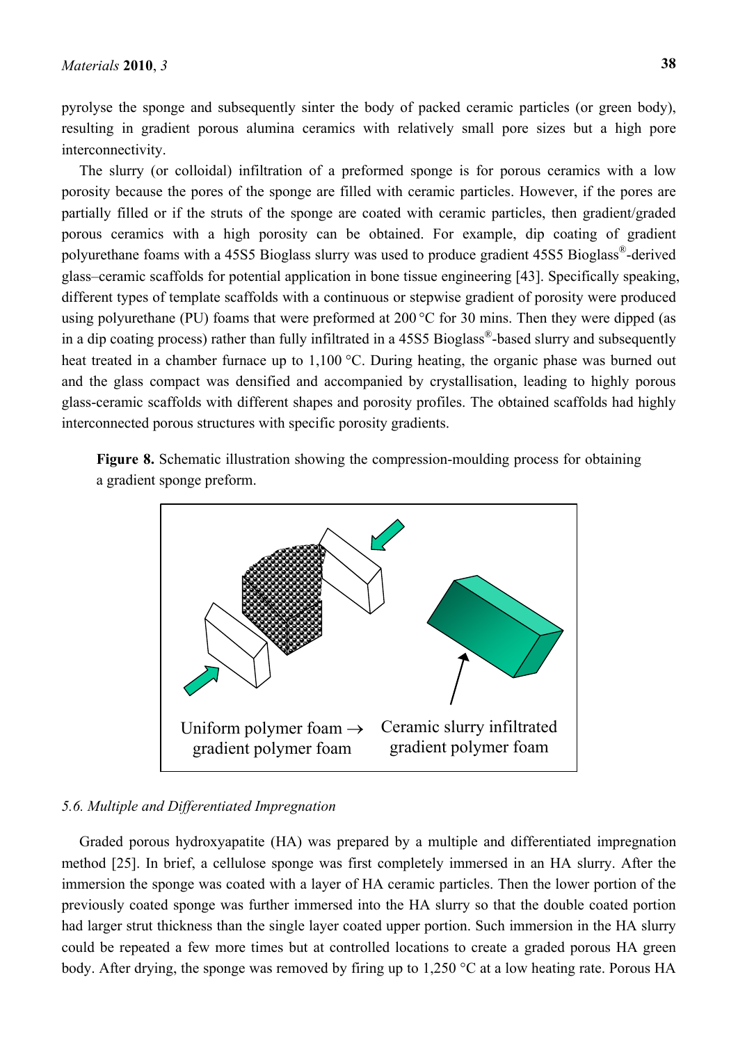pyrolyse the sponge and subsequently sinter the body of packed ceramic particles (or green body), resulting in gradient porous alumina ceramics with relatively small pore sizes but a high pore interconnectivity.

The slurry (or colloidal) infiltration of a preformed sponge is for porous ceramics with a low porosity because the pores of the sponge are filled with ceramic particles. However, if the pores are partially filled or if the struts of the sponge are coated with ceramic particles, then gradient/graded porous ceramics with a high porosity can be obtained. For example, dip coating of gradient polyurethane foams with a 45S5 Bioglass slurry was used to produce gradient 45S5 Bioglass®-derived glass–ceramic scaffolds for potential application in bone tissue engineering [43]. Specifically speaking, different types of template scaffolds with a continuous or stepwise gradient of porosity were produced using polyurethane (PU) foams that were preformed at 200 °C for 30 mins. Then they were dipped (as in a dip coating process) rather than fully infiltrated in a 45S5 Bioglass®-based slurry and subsequently heat treated in a chamber furnace up to 1,100 °C. During heating, the organic phase was burned out and the glass compact was densified and accompanied by crystallisation, leading to highly porous glass-ceramic scaffolds with different shapes and porosity profiles. The obtained scaffolds had highly interconnected porous structures with specific porosity gradients.

**Figure 8.** Schematic illustration showing the compression-moulding process for obtaining a gradient sponge preform.

Uniform polymer foam → gradient polymer foam

Ceramic slurry infiltrated gradient polymer foam

### *5.6. Multiple and Differentiated Impregnation*

Graded porous hydroxyapatite (HA) was prepared by a multiple and differentiated impregnation method [25]. In brief, a cellulose sponge was first completely immersed in an HA slurry. After the immersion the sponge was coated with a layer of HA ceramic particles. Then the lower portion of the previously coated sponge was further immersed into the HA slurry so that the double coated portion had larger strut thickness than the single layer coated upper portion. Such immersion in the HA slurry could be repeated a few more times but at controlled locations to create a graded porous HA green body. After drying, the sponge was removed by firing up to 1,250 °C at a low heating rate. Porous HA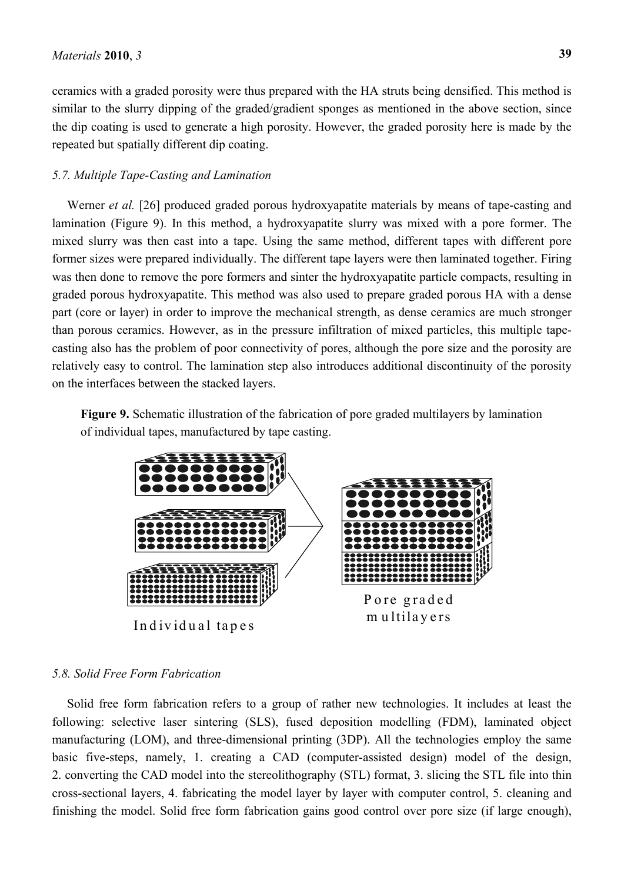ceramics with a graded porosity were thus prepared with the HA struts being densified. This method is similar to the slurry dipping of the graded/gradient sponges as mentioned in the above section, since the dip coating is used to generate a high porosity. However, the graded porosity here is made by the repeated but spatially different dip coating.

### *5.7. Multiple Tape-Casting and Lamination*

Werner *et al.* [26] produced graded porous hydroxyapatite materials by means of tape-casting and lamination (Figure 9). In this method, a hydroxyapatite slurry was mixed with a pore former. The mixed slurry was then cast into a tape. Using the same method, different tapes with different pore former sizes were prepared individually. The different tape layers were then laminated together. Firing was then done to remove the pore formers and sinter the hydroxyapatite particle compacts, resulting in graded porous hydroxyapatite. This method was also used to prepare graded porous HA with a dense part (core or layer) in order to improve the mechanical strength, as dense ceramics are much stronger than porous ceramics. However, as in the pressure infiltration of mixed particles, this multiple tape-casting also has the problem of poor connectivity of pores, although the pore size and the porosity are relatively easy to control. The lamination step also introduces additional discontinuity of the porosity on the interfaces between the stacked layers.

**Figure 9.** Schematic illustration of the fabrication of pore graded multilayers by lamination of individual tapes, manufactured by tape casting.

Individual tapes

Pore graded multilayers

### *5.8. Solid Free Form Fabrication*

Solid free form fabrication refers to a group of rather new technologies. It includes at least the following: selective laser sintering (SLS), fused deposition modelling (FDM), laminated object manufacturing (LOM), and three-dimensional printing (3DP). All the technologies employ the same basic five-steps, namely, 1. creating a CAD (computer-assisted design) model of the design, 2. converting the CAD model into the stereolithography (STL) format, 3. slicing the STL file into thin cross-sectional layers, 4. fabricating the model layer by layer with computer control, 5. cleaning and finishing the model. Solid free form fabrication gains good control over pore size (if large enough),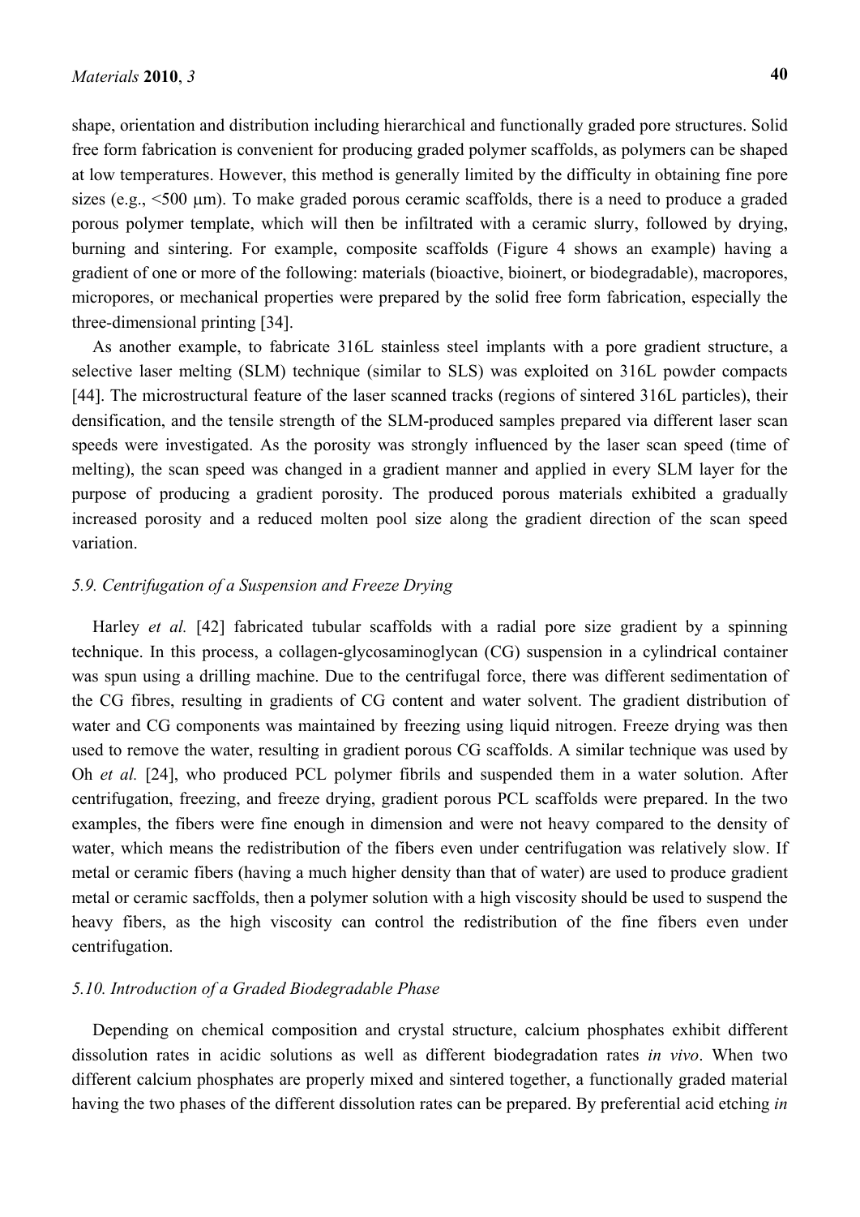shape, orientation and distribution including hierarchical and functionally graded pore structures. Solid free form fabrication is convenient for producing graded polymer scaffolds, as polymers can be shaped at low temperatures. However, this method is generally limited by the difficulty in obtaining fine pore sizes (e.g., <500 μm). To make graded porous ceramic scaffolds, there is a need to produce a graded porous polymer template, which will then be infiltrated with a ceramic slurry, followed by drying, burning and sintering. For example, composite scaffolds (Figure 4 shows an example) having a gradient of one or more of the following: materials (bioactive, bioinert, or biodegradable), macropores, micropores, or mechanical properties were prepared by the solid free form fabrication, especially the three-dimensional printing [34].

As another example, to fabricate 316L stainless steel implants with a pore gradient structure, a selective laser melting (SLM) technique (similar to SLS) was exploited on 316L powder compacts [44]. The microstructural feature of the laser scanned tracks (regions of sintered 316L particles), their densification, and the tensile strength of the SLM-produced samples prepared via different laser scan speeds were investigated. As the porosity was strongly influenced by the laser scan speed (time of melting), the scan speed was changed in a gradient manner and applied in every SLM layer for the purpose of producing a gradient porosity. The produced porous materials exhibited a gradually increased porosity and a reduced molten pool size along the gradient direction of the scan speed variation.

### *5.9. Centrifugation of a Suspension and Freeze Drying*

Harley *et al.* [42] fabricated tubular scaffolds with a radial pore size gradient by a spinning technique. In this process, a collagen-glycosaminoglycan (CG) suspension in a cylindrical container was spun using a drilling machine. Due to the centrifugal force, there was different sedimentation of the CG fibres, resulting in gradients of CG content and water solvent. The gradient distribution of water and CG components was maintained by freezing using liquid nitrogen. Freeze drying was then used to remove the water, resulting in gradient porous CG scaffolds. A similar technique was used by Oh *et al.* [24], who produced PCL polymer fibrils and suspended them in a water solution. After centrifugation, freezing, and freeze drying, gradient porous PCL scaffolds were prepared. In the two examples, the fibers were fine enough in dimension and were not heavy compared to the density of water, which means the redistribution of the fibers even under centrifugation was relatively slow. If metal or ceramic fibers (having a much higher density than that of water) are used to produce gradient metal or ceramic sacffolds, then a polymer solution with a high viscosity should be used to suspend the heavy fibers, as the high viscosity can control the redistribution of the fine fibers even under centrifugation.

### *5.10. Introduction of a Graded Biodegradable Phase*

Depending on chemical composition and crystal structure, calcium phosphates exhibit different dissolution rates in acidic solutions as well as different biodegradation rates *in vivo*. When two different calcium phosphates are properly mixed and sintered together, a functionally graded material having the two phases of the different dissolution rates can be prepared. By preferential acid etching *in*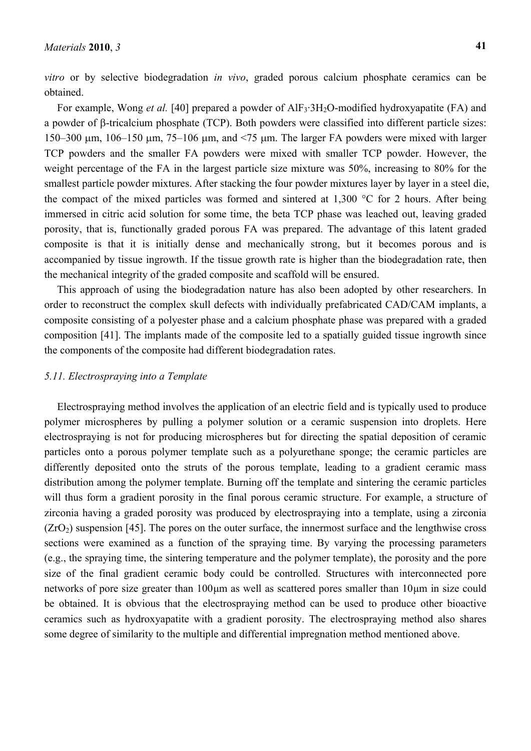*vitro* or by selective biodegradation *in vivo*, graded porous calcium phosphate ceramics can be obtained.

For example, Wong *et al.* [40] prepared a powder of $AlF_3{\cdot}3H_2O$-modified hydroxyapatite (FA) and a powder of β-tricalcium phosphate (TCP). Both powders were classified into different particle sizes: 150–300 μm, 106–150 μm, 75–106 μm, and <75 μm. The larger FA powders were mixed with larger TCP powders and the smaller FA powders were mixed with smaller TCP powder. However, the weight percentage of the FA in the largest particle size mixture was 50%, increasing to 80% for the smallest particle powder mixtures. After stacking the four powder mixtures layer by layer in a steel die, the compact of the mixed particles was formed and sintered at 1,300 °C for 2 hours. After being immersed in citric acid solution for some time, the beta TCP phase was leached out, leaving graded porosity, that is, functionally graded porous FA was prepared. The advantage of this latent graded composite is that it is initially dense and mechanically strong, but it becomes porous and is accompanied by tissue ingrowth. If the tissue growth rate is higher than the biodegradation rate, then the mechanical integrity of the graded composite and scaffold will be ensured.

This approach of using the biodegradation nature has also been adopted by other researchers. In order to reconstruct the complex skull defects with individually prefabricated CAD/CAM implants, a composite consisting of a polyester phase and a calcium phosphate phase was prepared with a graded composition [41]. The implants made of the composite led to a spatially guided tissue ingrowth since the components of the composite had different biodegradation rates.

### *5.11. Electrospraying into a Template*

Electrospraying method involves the application of an electric field and is typically used to produce polymer microspheres by pulling a polymer solution or a ceramic suspension into droplets. Here electrospraying is not for producing microspheres but for directing the spatial deposition of ceramic particles onto a porous polymer template such as a polyurethane sponge; the ceramic particles are differently deposited onto the struts of the porous template, leading to a gradient ceramic mass distribution among the polymer template. Burning off the template and sintering the ceramic particles will thus form a gradient porosity in the final porous ceramic structure. For example, a structure of zirconia having a graded porosity was produced by electrospraying into a template, using a zirconia ($ZrO_2$) suspension [45]. The pores on the outer surface, the innermost surface and the lengthwise cross sections were examined as a function of the spraying time. By varying the processing parameters (e.g., the spraying time, the sintering temperature and the polymer template), the porosity and the pore size of the final gradient ceramic body could be controlled. Structures with interconnected pore networks of pore size greater than 100μm as well as scattered pores smaller than 10μm in size could be obtained. It is obvious that the electrospraying method can be used to produce other bioactive ceramics such as hydroxyapatite with a gradient porosity. The electrospraying method also shares some degree of similarity to the multiple and differential impregnation method mentioned above.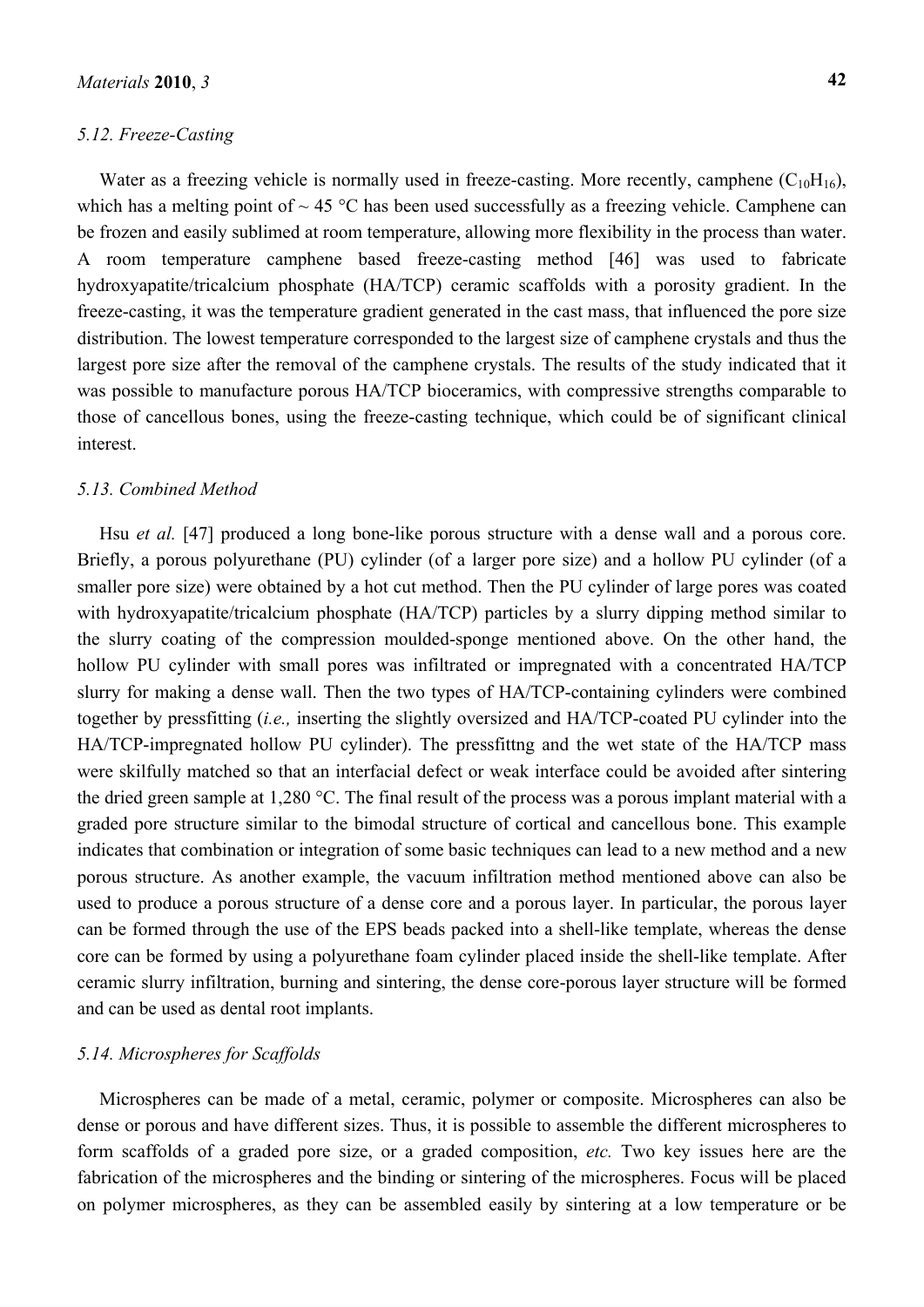### 5.12. Freeze-Casting

Water as a freezing vehicle is normally used in freeze-casting. More recently, camphene ($C_{10}H_{16}$), which has a melting point of ~ 45 °C has been used successfully as a freezing vehicle. Camphene can be frozen and easily sublimed at room temperature, allowing more flexibility in the process than water. A room temperature camphene based freeze-casting method [46] was used to fabricate hydroxyapatite/tricalcium phosphate (HA/TCP) ceramic scaffolds with a porosity gradient. In the freeze-casting, it was the temperature gradient generated in the cast mass, that influenced the pore size distribution. The lowest temperature corresponded to the largest size of camphene crystals and thus the largest pore size after the removal of the camphene crystals. The results of the study indicated that it was possible to manufacture porous HA/TCP bioceramics, with compressive strengths comparable to those of cancellous bones, using the freeze-casting technique, which could be of significant clinical interest.

### 5.13. Combined Method

Hsu *et al.* [47] produced a long bone-like porous structure with a dense wall and a porous core. Briefly, a porous polyurethane (PU) cylinder (of a larger pore size) and a hollow PU cylinder (of a smaller pore size) were obtained by a hot cut method. Then the PU cylinder of large pores was coated with hydroxyapatite/tricalcium phosphate (HA/TCP) particles by a slurry dipping method similar to the slurry coating of the compression moulded-sponge mentioned above. On the other hand, the hollow PU cylinder with small pores was infiltrated or impregnated with a concentrated HA/TCP slurry for making a dense wall. Then the two types of HA/TCP-containing cylinders were combined together by pressfitting (*i.e.,* inserting the slightly oversized and HA/TCP-coated PU cylinder into the HA/TCP-impregnated hollow PU cylinder). The pressfittng and the wet state of the HA/TCP mass were skilfully matched so that an interfacial defect or weak interface could be avoided after sintering the dried green sample at 1,280 °C. The final result of the process was a porous implant material with a graded pore structure similar to the bimodal structure of cortical and cancellous bone. This example indicates that combination or integration of some basic techniques can lead to a new method and a new porous structure. As another example, the vacuum infiltration method mentioned above can also be used to produce a porous structure of a dense core and a porous layer. In particular, the porous layer can be formed through the use of the EPS beads packed into a shell-like template, whereas the dense core can be formed by using a polyurethane foam cylinder placed inside the shell-like template. After ceramic slurry infiltration, burning and sintering, the dense core-porous layer structure will be formed and can be used as dental root implants.

### 5.14. Microspheres for Scaffolds

Microspheres can be made of a metal, ceramic, polymer or composite. Microspheres can also be dense or porous and have different sizes. Thus, it is possible to assemble the different microspheres to form scaffolds of a graded pore size, or a graded composition, *etc.* Two key issues here are the fabrication of the microspheres and the binding or sintering of the microspheres. Focus will be placed on polymer microspheres, as they can be assembled easily by sintering at a low temperature or be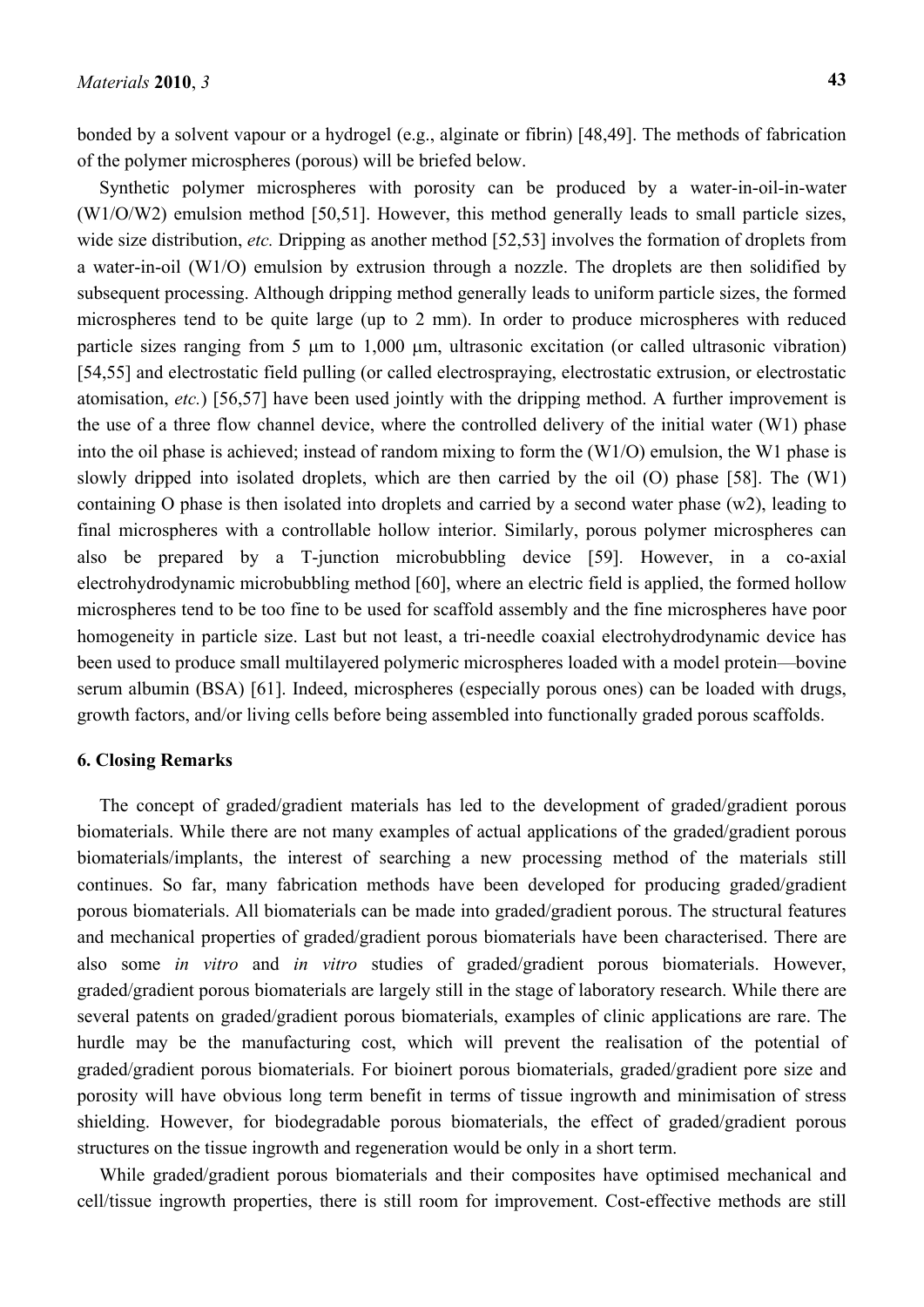bonded by a solvent vapour or a hydrogel (e.g., alginate or fibrin) [48,49]. The methods of fabrication of the polymer microspheres (porous) will be briefed below.

Synthetic polymer microspheres with porosity can be produced by a water-in-oil-in-water (W1/O/W2) emulsion method [50,51]. However, this method generally leads to small particle sizes, wide size distribution, *etc.* Dripping as another method [52,53] involves the formation of droplets from a water-in-oil (W1/O) emulsion by extrusion through a nozzle. The droplets are then solidified by subsequent processing. Although dripping method generally leads to uniform particle sizes, the formed microspheres tend to be quite large (up to 2 mm). In order to produce microspheres with reduced particle sizes ranging from 5 μm to 1,000 μm, ultrasonic excitation (or called ultrasonic vibration) [54,55] and electrostatic field pulling (or called electrospraying, electrostatic extrusion, or electrostatic atomisation, *etc.*) [56,57] have been used jointly with the dripping method. A further improvement is the use of a three flow channel device, where the controlled delivery of the initial water (W1) phase into the oil phase is achieved; instead of random mixing to form the (W1/O) emulsion, the W1 phase is slowly dripped into isolated droplets, which are then carried by the oil (O) phase [58]. The (W1) containing O phase is then isolated into droplets and carried by a second water phase (w2), leading to final microspheres with a controllable hollow interior. Similarly, porous polymer microspheres can also be prepared by a T-junction microbubbling device [59]. However, in a co-axial electrohydrodynamic microbubbling method [60], where an electric field is applied, the formed hollow microspheres tend to be too fine to be used for scaffold assembly and the fine microspheres have poor homogeneity in particle size. Last but not least, a tri-needle coaxial electrohydrodynamic device has been used to produce small multilayered polymeric microspheres loaded with a model protein—bovine serum albumin (BSA) [61]. Indeed, microspheres (especially porous ones) can be loaded with drugs, growth factors, and/or living cells before being assembled into functionally graded porous scaffolds.

## 6. Closing Remarks

The concept of graded/gradient materials has led to the development of graded/gradient porous biomaterials. While there are not many examples of actual applications of the graded/gradient porous biomaterials/implants, the interest of searching a new processing method of the materials still continues. So far, many fabrication methods have been developed for producing graded/gradient porous biomaterials. All biomaterials can be made into graded/gradient porous. The structural features and mechanical properties of graded/gradient porous biomaterials have been characterised. There are also some *in vitro* and *in vitro* studies of graded/gradient porous biomaterials. However, graded/gradient porous biomaterials are largely still in the stage of laboratory research. While there are several patents on graded/gradient porous biomaterials, examples of clinic applications are rare. The hurdle may be the manufacturing cost, which will prevent the realisation of the potential of graded/gradient porous biomaterials. For bioinert porous biomaterials, graded/gradient pore size and porosity will have obvious long term benefit in terms of tissue ingrowth and minimisation of stress shielding. However, for biodegradable porous biomaterials, the effect of graded/gradient porous structures on the tissue ingrowth and regeneration would be only in a short term.

While graded/gradient porous biomaterials and their composites have optimised mechanical and cell/tissue ingrowth properties, there is still room for improvement. Cost-effective methods are still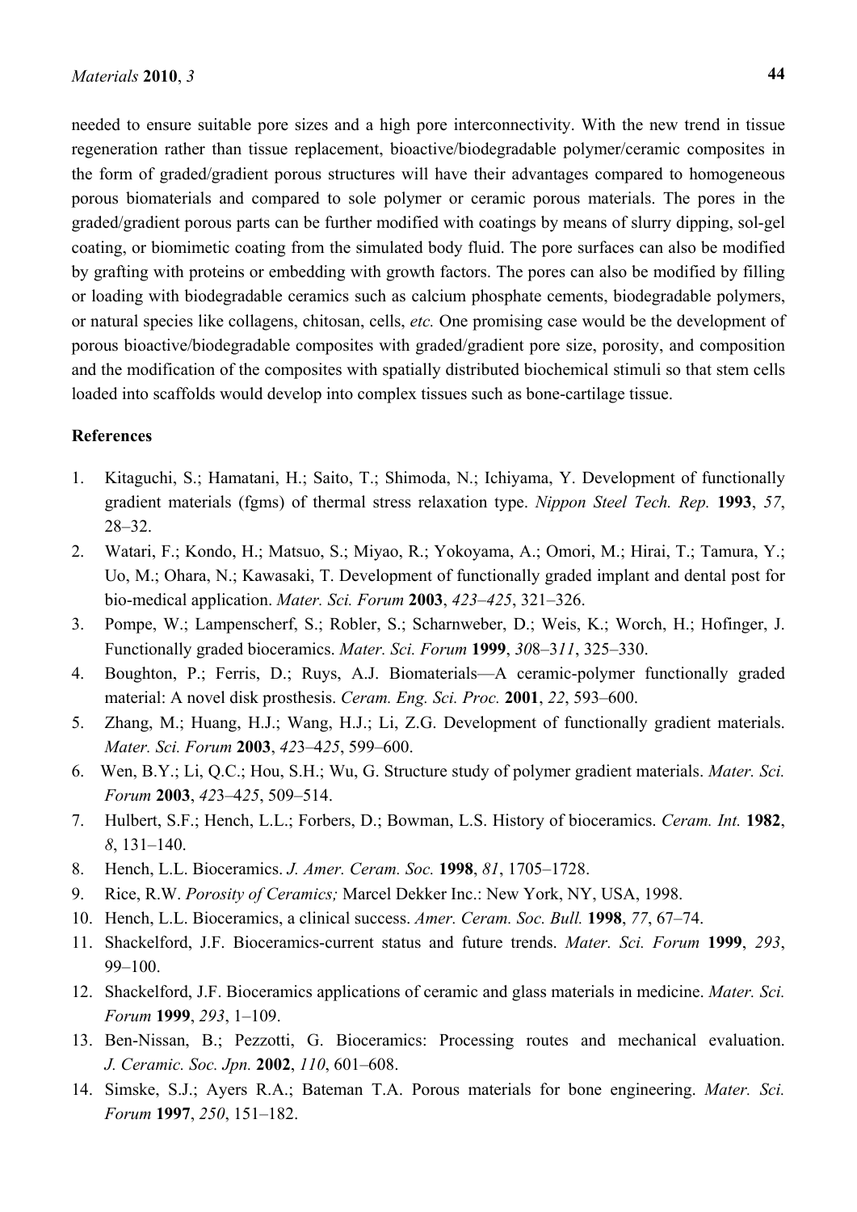needed to ensure suitable pore sizes and a high pore interconnectivity. With the new trend in tissue regeneration rather than tissue replacement, bioactive/biodegradable polymer/ceramic composites in the form of graded/gradient porous structures will have their advantages compared to homogeneous porous biomaterials and compared to sole polymer or ceramic porous materials. The pores in the graded/gradient porous parts can be further modified with coatings by means of slurry dipping, sol-gel coating, or biomimetic coating from the simulated body fluid. The pore surfaces can also be modified by grafting with proteins or embedding with growth factors. The pores can also be modified by filling or loading with biodegradable ceramics such as calcium phosphate cements, biodegradable polymers, or natural species like collagens, chitosan, cells, *etc.* One promising case would be the development of porous bioactive/biodegradable composites with graded/gradient pore size, porosity, and composition and the modification of the composites with spatially distributed biochemical stimuli so that stem cells loaded into scaffolds would develop into complex tissues such as bone-cartilage tissue.

## References

1. Kitaguchi, S.; Hamatani, H.; Saito, T.; Shimoda, N.; Ichiyama, Y. Development of functionally gradient materials (fgms) of thermal stress relaxation type. *Nippon Steel Tech. Rep.* **1993**, *57*, 28–32.
2. Watari, F.; Kondo, H.; Matsuo, S.; Miyao, R.; Yokoyama, A.; Omori, M.; Hirai, T.; Tamura, Y.; Uo, M.; Ohara, N.; Kawasaki, T. Development of functionally graded implant and dental post for bio-medical application. *Mater. Sci. Forum* **2003**, *423–425*, 321–326.
3. Pompe, W.; Lampenscherf, S.; Robler, S.; Scharnweber, D.; Weis, K.; Worch, H.; Hofinger, J. Functionally graded bioceramics. *Mater. Sci. Forum* **1999**, *308–311*, 325–330.
4. Boughton, P.; Ferris, D.; Ruys, A.J. Biomaterials—A ceramic-polymer functionally graded material: A novel disk prosthesis. *Ceram. Eng. Sci. Proc.* **2001**, *22*, 593–600.
5. Zhang, M.; Huang, H.J.; Wang, H.J.; Li, Z.G. Development of functionally gradient materials. *Mater. Sci. Forum* **2003**, *423–425*, 599–600.
6. Wen, B.Y.; Li, Q.C.; Hou, S.H.; Wu, G. Structure study of polymer gradient materials. *Mater. Sci. Forum* **2003**, *423–425*, 509–514.
7. Hulbert, S.F.; Hench, L.L.; Forbers, D.; Bowman, L.S. History of bioceramics. *Ceram. Int.* **1982**, *8*, 131–140.
8. Hench, L.L. Bioceramics. *J. Amer. Ceram. Soc.* **1998**, *81*, 1705–1728.
9. Rice, R.W. *Porosity of Ceramics;* Marcel Dekker Inc.: New York, NY, USA, 1998.
10. Hench, L.L. Bioceramics, a clinical success. *Amer. Ceram. Soc. Bull.* **1998**, *77*, 67–74.
11. Shackelford, J.F. Bioceramics-current status and future trends. *Mater. Sci. Forum* **1999**, *293*, 99–100.
12. Shackelford, J.F. Bioceramics applications of ceramic and glass materials in medicine. *Mater. Sci. Forum* **1999**, *293*, 1–109.
13. Ben-Nissan, B.; Pezzotti, G. Bioceramics: Processing routes and mechanical evaluation. *J. Ceramic. Soc. Jpn.* **2002**, *110*, 601–608.
14. Simske, S.J.; Ayers R.A.; Bateman T.A. Porous materials for bone engineering. *Mater. Sci. Forum* **1997**, *250*, 151–182.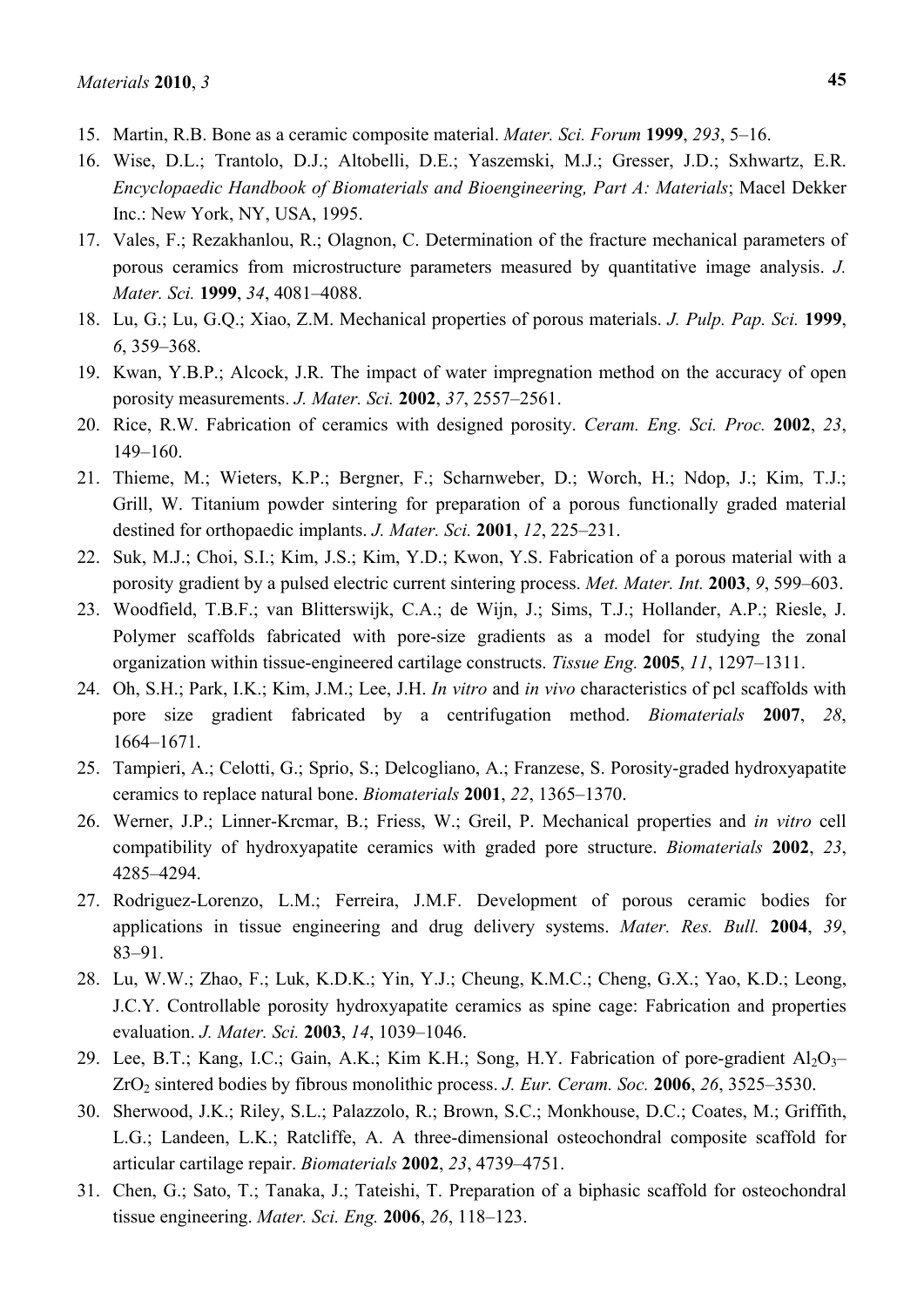15. Martin, R.B. Bone as a ceramic composite material. *Mater. Sci. Forum* **1999**, *293*, 5–16.
16. Wise, D.L.; Trantolo, D.J.; Altobelli, D.E.; Yaszemski, M.J.; Gresser, J.D.; Sxhwartz, E.R. *Encyclopaedic Handbook of Biomaterials and Bioengineering, Part A: Materials*; Macel Dekker Inc.: New York, NY, USA, 1995.
17. Vales, F.; Rezakhanlou, R.; Olagnon, C. Determination of the fracture mechanical parameters of porous ceramics from microstructure parameters measured by quantitative image analysis. *J. Mater. Sci.* **1999**, *34*, 4081–4088.
18. Lu, G.; Lu, G.Q.; Xiao, Z.M. Mechanical properties of porous materials. *J. Pulp. Pap. Sci.* **1999**, *6*, 359–368.
19. Kwan, Y.B.P.; Alcock, J.R. The impact of water impregnation method on the accuracy of open porosity measurements. *J. Mater. Sci.* **2002**, *37*, 2557–2561.
20. Rice, R.W. Fabrication of ceramics with designed porosity. *Ceram. Eng. Sci. Proc.* **2002**, *23*, 149–160.
21. Thieme, M.; Wieters, K.P.; Bergner, F.; Scharnweber, D.; Worch, H.; Ndop, J.; Kim, T.J.; Grill, W. Titanium powder sintering for preparation of a porous functionally graded material destined for orthopaedic implants. *J. Mater. Sci.* **2001**, *12*, 225–231.
22. Suk, M.J.; Choi, S.I.; Kim, J.S.; Kim, Y.D.; Kwon, Y.S. Fabrication of a porous material with a porosity gradient by a pulsed electric current sintering process. *Met. Mater. Int.* **2003**, *9*, 599–603.
23. Woodfield, T.B.F.; van Blitterswijk, C.A.; de Wijn, J.; Sims, T.J.; Hollander, A.P.; Riesle, J. Polymer scaffolds fabricated with pore-size gradients as a model for studying the zonal organization within tissue-engineered cartilage constructs. *Tissue Eng.* **2005**, *11*, 1297–1311.
24. Oh, S.H.; Park, I.K.; Kim, J.M.; Lee, J.H. *In vitro* and *in vivo* characteristics of pcl scaffolds with pore size gradient fabricated by a centrifugation method. *Biomaterials* **2007**, *28*, 1664–1671.
25. Tampieri, A.; Celotti, G.; Sprio, S.; Delcogliano, A.; Franzese, S. Porosity-graded hydroxyapatite ceramics to replace natural bone. *Biomaterials* **2001**, *22*, 1365–1370.
26. Werner, J.P.; Linner-Krcmar, B.; Friess, W.; Greil, P. Mechanical properties and *in vitro* cell compatibility of hydroxyapatite ceramics with graded pore structure. *Biomaterials* **2002**, *23*, 4285–4294.
27. Rodriguez-Lorenzo, L.M.; Ferreira, J.M.F. Development of porous ceramic bodies for applications in tissue engineering and drug delivery systems. *Mater. Res. Bull.* **2004**, *39*, 83–91.
28. Lu, W.W.; Zhao, F.; Luk, K.D.K.; Yin, Y.J.; Cheung, K.M.C.; Cheng, G.X.; Yao, K.D.; Leong, J.C.Y. Controllable porosity hydroxyapatite ceramics as spine cage: Fabrication and properties evaluation. *J. Mater. Sci.* **2003**, *14*, 1039–1046.
29. Lee, B.T.; Kang, I.C.; Gain, A.K.; Kim K.H.; Song, H.Y. Fabrication of pore-gradient $Al_2O_3$–$ZrO_2$ sintered bodies by fibrous monolithic process. *J. Eur. Ceram. Soc.* **2006**, *26*, 3525–3530.
30. Sherwood, J.K.; Riley, S.L.; Palazzolo, R.; Brown, S.C.; Monkhouse, D.C.; Coates, M.; Griffith, L.G.; Landeen, L.K.; Ratcliffe, A. A three-dimensional osteochondral composite scaffold for articular cartilage repair. *Biomaterials* **2002**, *23*, 4739–4751.
31. Chen, G.; Sato, T.; Tanaka, J.; Tateishi, T. Preparation of a biphasic scaffold for osteochondral tissue engineering. *Mater. Sci. Eng.* **2006**, *26*, 118–123.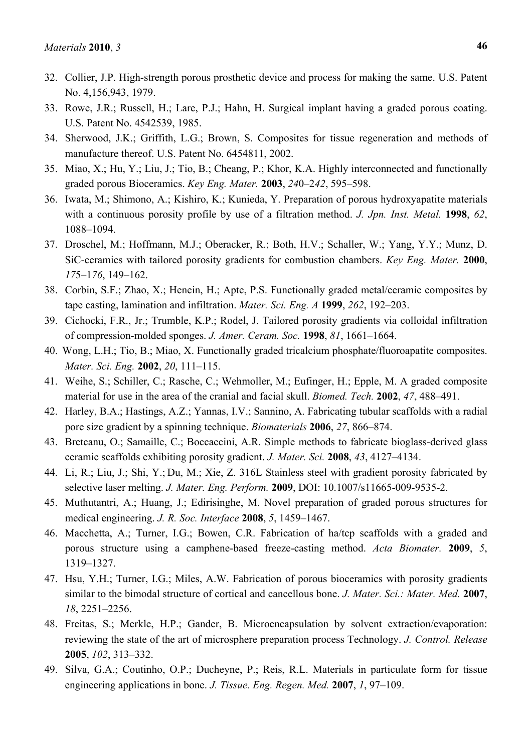32. Collier, J.P. High-strength porous prosthetic device and process for making the same. U.S. Patent No. 4,156,943, 1979.
33. Rowe, J.R.; Russell, H.; Lare, P.J.; Hahn, H. Surgical implant having a graded porous coating. U.S. Patent No. 4542539, 1985.
34. Sherwood, J.K.; Griffith, L.G.; Brown, S. Composites for tissue regeneration and methods of manufacture thereof. U.S. Patent No. 6454811, 2002.
35. Miao, X.; Hu, Y.; Liu, J.; Tio, B.; Cheang, P.; Khor, K.A. Highly interconnected and functionally graded porous Bioceramics. *Key Eng. Mater.* **2003**, *240–242*, 595–598.
36. Iwata, M.; Shimono, A.; Kishiro, K.; Kunieda, Y. Preparation of porous hydroxyapatite materials with a continuous porosity profile by use of a filtration method. *J. Jpn. Inst. Metal.* **1998**, *62*, 1088–1094.
37. Droschel, M.; Hoffmann, M.J.; Oberacker, R.; Both, H.V.; Schaller, W.; Yang, Y.Y.; Munz, D. SiC-ceramics with tailored porosity gradients for combustion chambers. *Key Eng. Mater.* **2000**, *175–176*, 149–162.
38. Corbin, S.F.; Zhao, X.; Henein, H.; Apte, P.S. Functionally graded metal/ceramic composites by tape casting, lamination and infiltration. *Mater. Sci. Eng. A* **1999**, *262*, 192–203.
39. Cichocki, F.R., Jr.; Trumble, K.P.; Rodel, J. Tailored porosity gradients via colloidal infiltration of compression-molded sponges. *J. Amer. Ceram. Soc.* **1998**, *81*, 1661–1664.
40. Wong, L.H.; Tio, B.; Miao, X. Functionally graded tricalcium phosphate/fluoroapatite composites. *Mater. Sci. Eng.* **2002**, *20*, 111–115.
41. Weihe, S.; Schiller, C.; Rasche, C.; Wehmoller, M.; Eufinger, H.; Epple, M. A graded composite material for use in the area of the cranial and facial skull. *Biomed. Tech.* **2002**, *47*, 488–491.
42. Harley, B.A.; Hastings, A.Z.; Yannas, I.V.; Sannino, A. Fabricating tubular scaffolds with a radial pore size gradient by a spinning technique. *Biomaterials* **2006**, *27*, 866–874.
43. Bretcanu, O.; Samaille, C.; Boccaccini, A.R. Simple methods to fabricate bioglass-derived glass ceramic scaffolds exhibiting porosity gradient. *J. Mater. Sci.* **2008**, *43*, 4127–4134.
44. Li, R.; Liu, J.; Shi, Y.; Du, M.; Xie, Z. 316L Stainless steel with gradient porosity fabricated by selective laser melting. *J. Mater. Eng. Perform.* **2009**, DOI: 10.1007/s11665-009-9535-2.
45. Muthutantri, A.; Huang, J.; Edirisinghe, M. Novel preparation of graded porous structures for medical engineering. *J. R. Soc. Interface* **2008**, *5*, 1459–1467.
46. Macchetta, A.; Turner, I.G.; Bowen, C.R. Fabrication of ha/tcp scaffolds with a graded and porous structure using a camphene-based freeze-casting method. *Acta Biomater.* **2009**, *5*, 1319–1327.
47. Hsu, Y.H.; Turner, I.G.; Miles, A.W. Fabrication of porous bioceramics with porosity gradients similar to the bimodal structure of cortical and cancellous bone. *J. Mater. Sci.: Mater. Med.* **2007**, *18*, 2251–2256.
48. Freitas, S.; Merkle, H.P.; Gander, B. Microencapsulation by solvent extraction/evaporation: reviewing the state of the art of microsphere preparation process Technology. *J. Control. Release* **2005**, *102*, 313–332.
49. Silva, G.A.; Coutinho, O.P.; Ducheyne, P.; Reis, R.L. Materials in particulate form for tissue engineering applications in bone. *J. Tissue. Eng. Regen. Med.* **2007**, *1*, 97–109.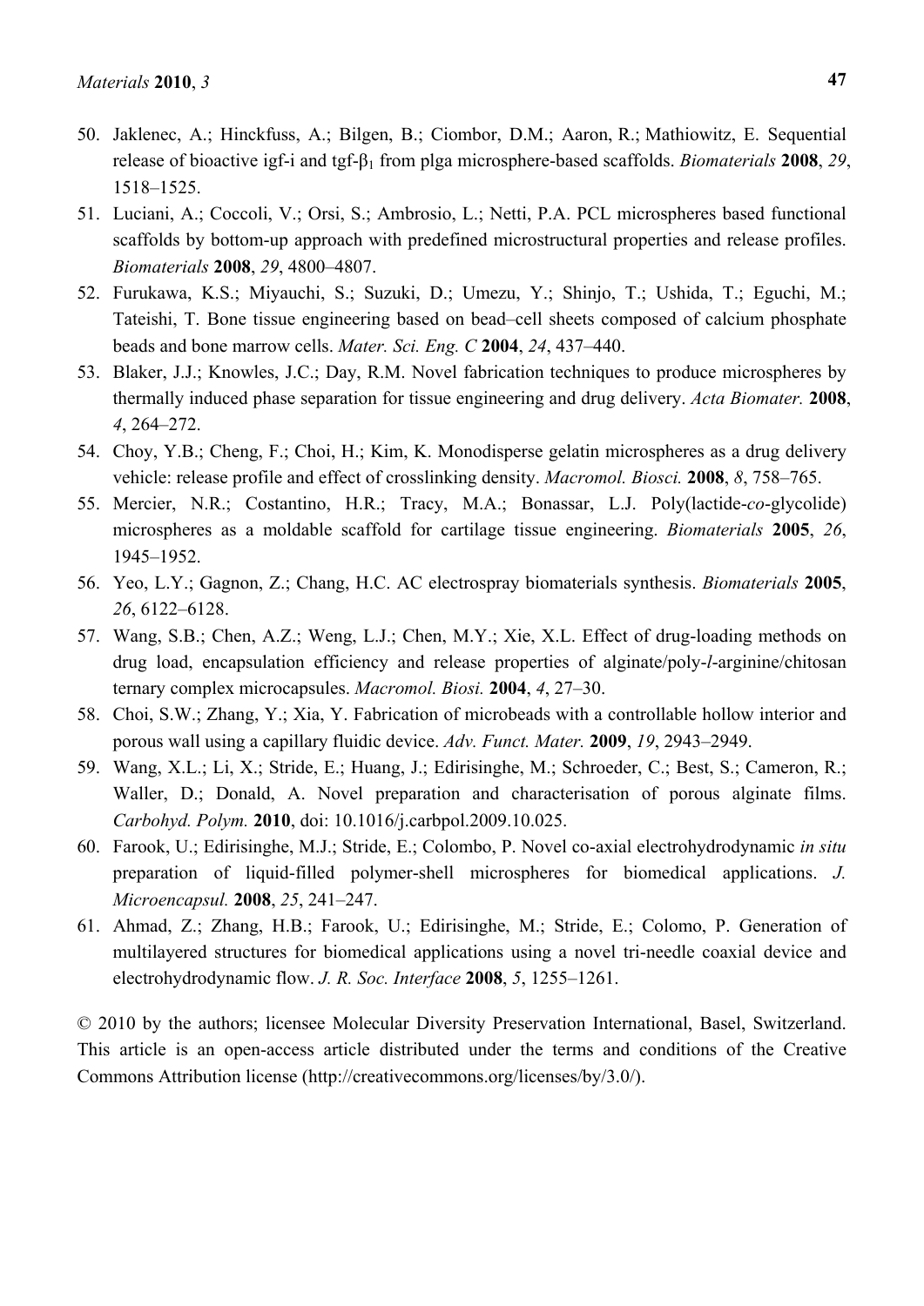50. Jaklenec, A.; Hinckfuss, A.; Bilgen, B.; Ciombor, D.M.; Aaron, R.; Mathiowitz, E. Sequential release of bioactive igf-i and tgf-$\beta_1$ from plga microsphere-based scaffolds. *Biomaterials* **2008**, *29*, 1518–1525.
51. Luciani, A.; Coccoli, V.; Orsi, S.; Ambrosio, L.; Netti, P.A. PCL microspheres based functional scaffolds by bottom-up approach with predefined microstructural properties and release profiles. *Biomaterials* **2008**, *29*, 4800–4807.
52. Furukawa, K.S.; Miyauchi, S.; Suzuki, D.; Umezu, Y.; Shinjo, T.; Ushida, T.; Eguchi, M.; Tateishi, T. Bone tissue engineering based on bead–cell sheets composed of calcium phosphate beads and bone marrow cells. *Mater. Sci. Eng. C* **2004**, *24*, 437–440.
53. Blaker, J.J.; Knowles, J.C.; Day, R.M. Novel fabrication techniques to produce microspheres by thermally induced phase separation for tissue engineering and drug delivery. *Acta Biomater.* **2008**, *4*, 264–272.
54. Choy, Y.B.; Cheng, F.; Choi, H.; Kim, K. Monodisperse gelatin microspheres as a drug delivery vehicle: release profile and effect of crosslinking density. *Macromol. Biosci.* **2008**, *8*, 758–765.
55. Mercier, N.R.; Costantino, H.R.; Tracy, M.A.; Bonassar, L.J. Poly(lactide-*co*-glycolide) microspheres as a moldable scaffold for cartilage tissue engineering. *Biomaterials* **2005**, *26*, 1945–1952.
56. Yeo, L.Y.; Gagnon, Z.; Chang, H.C. AC electrospray biomaterials synthesis. *Biomaterials* **2005**, *26*, 6122–6128.
57. Wang, S.B.; Chen, A.Z.; Weng, L.J.; Chen, M.Y.; Xie, X.L. Effect of drug-loading methods on drug load, encapsulation efficiency and release properties of alginate/poly-*l*-arginine/chitosan ternary complex microcapsules. *Macromol. Biosi.* **2004**, *4*, 27–30.
58. Choi, S.W.; Zhang, Y.; Xia, Y. Fabrication of microbeads with a controllable hollow interior and porous wall using a capillary fluidic device. *Adv. Funct. Mater.* **2009**, *19*, 2943–2949.
59. Wang, X.L.; Li, X.; Stride, E.; Huang, J.; Edirisinghe, M.; Schroeder, C.; Best, S.; Cameron, R.; Waller, D.; Donald, A. Novel preparation and characterisation of porous alginate films. *Carbohyd. Polym.* **2010**, doi: 10.1016/j.carbpol.2009.10.025.
60. Farook, U.; Edirisinghe, M.J.; Stride, E.; Colombo, P. Novel co-axial electrohydrodynamic *in situ* preparation of liquid-filled polymer-shell microspheres for biomedical applications. *J. Microencapsul.* **2008**, *25*, 241–247.
61. Ahmad, Z.; Zhang, H.B.; Farook, U.; Edirisinghe, M.; Stride, E.; Colomo, P. Generation of multilayered structures for biomedical applications using a novel tri-needle coaxial device and electrohydrodynamic flow. *J. R. Soc. Interface* **2008**, *5*, 1255–1261.

© 2010 by the authors; licensee Molecular Diversity Preservation International, Basel, Switzerland. This article is an open-access article distributed under the terms and conditions of the Creative Commons Attribution license (http://creativecommons.org/licenses/by/3.0/).